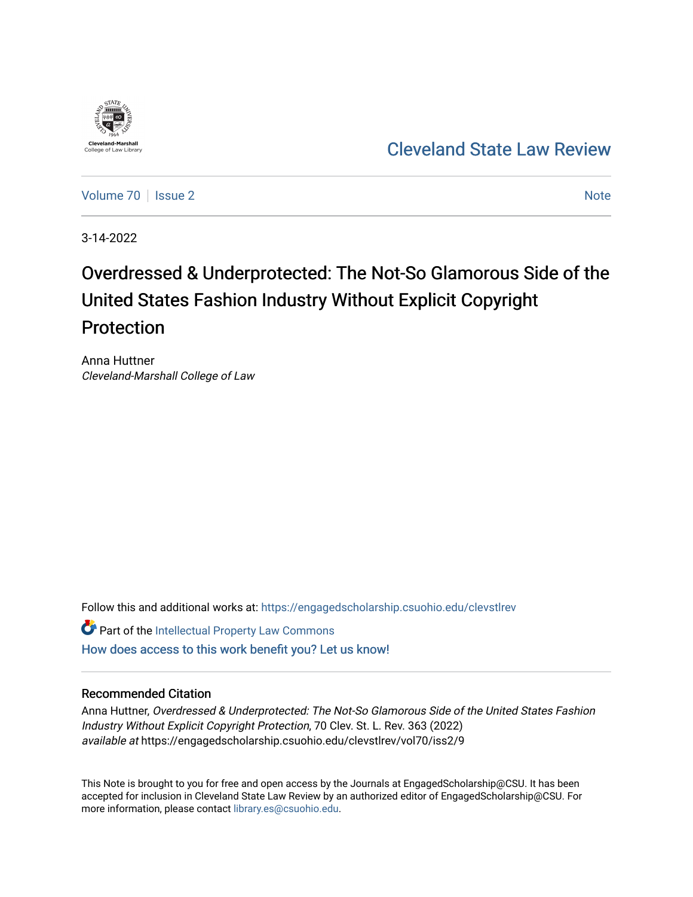Cleveland-Marshall College of Law Library

# Cleveland State Law Review

Volume 70 | Issue 2 | Note

3-14-2022

# Overdressed & Underprotected: The Not-So Glamorous Side of the United States Fashion Industry Without Explicit Copyright Protection

Anna Huttner
*Cleveland-Marshall College of Law*

Follow this and additional works at: https://engagedscholarship.csuohio.edu/clevstlrev

Part of the Intellectual Property Law Commons

How does access to this work benefit you? Let us know!

## Recommended Citation

Anna Huttner, *Overdressed & Underprotected: The Not-So Glamorous Side of the United States Fashion Industry Without Explicit Copyright Protection*, 70 Clev. St. L. Rev. 363 (2022)
*available at* https://engagedscholarship.csuohio.edu/clevstlrev/vol70/iss2/9

This Note is brought to you for free and open access by the Journals at EngagedScholarship@CSU. It has been accepted for inclusion in Cleveland State Law Review by an authorized editor of EngagedScholarship@CSU. For more information, please contact library.es@csuohio.edu.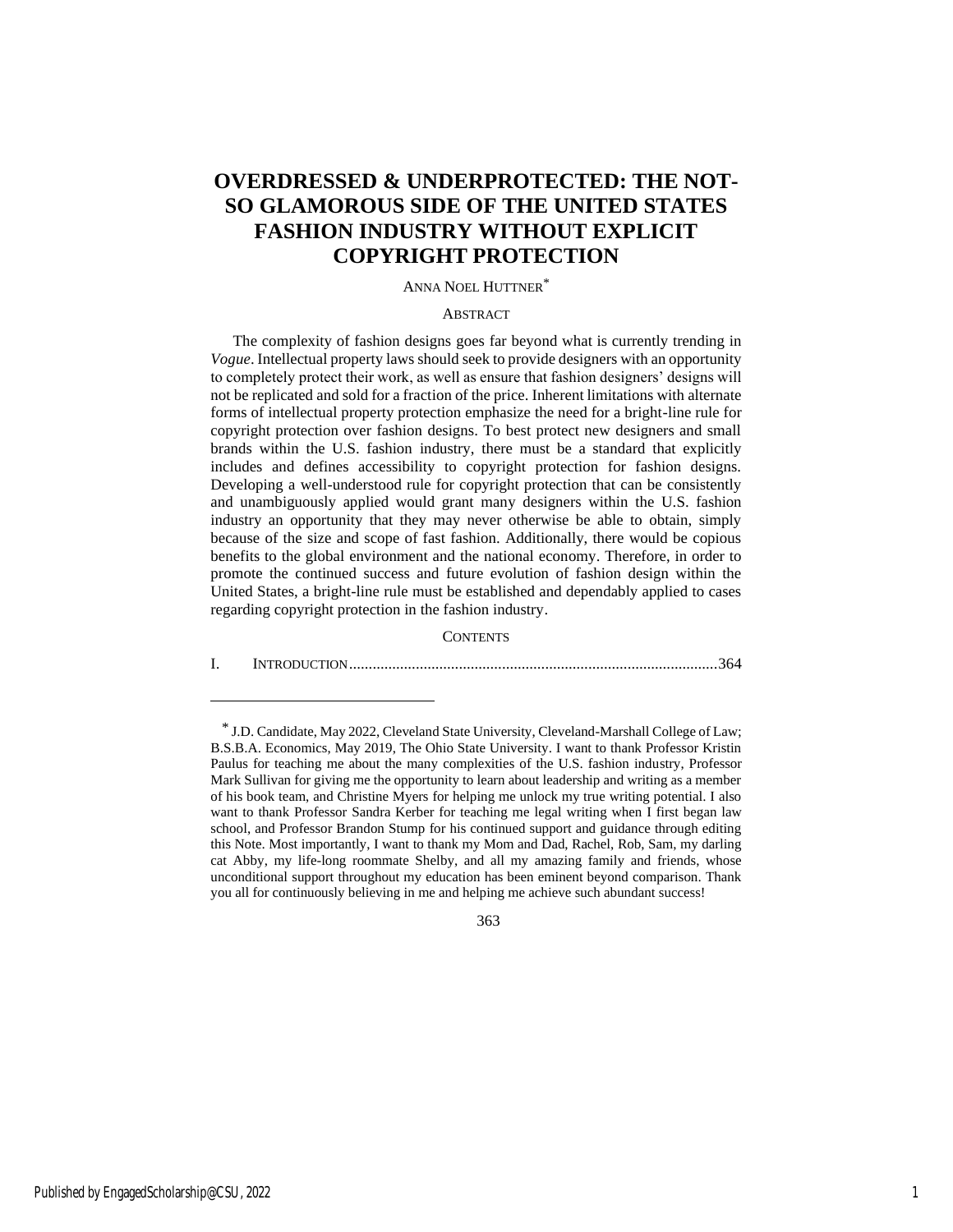# OVERDRESSED & UNDERPROTECTED: THE NOT-SO GLAMOROUS SIDE OF THE UNITED STATES FASHION INDUSTRY WITHOUT EXPLICIT COPYRIGHT PROTECTION

ANNA NOEL HUTTNER*

## ABSTRACT

The complexity of fashion designs goes far beyond what is currently trending in *Vogue*. Intellectual property laws should seek to provide designers with an opportunity to completely protect their work, as well as ensure that fashion designers' designs will not be replicated and sold for a fraction of the price. Inherent limitations with alternate forms of intellectual property protection emphasize the need for a bright-line rule for copyright protection over fashion designs. To best protect new designers and small brands within the U.S. fashion industry, there must be a standard that explicitly includes and defines accessibility to copyright protection for fashion designs. Developing a well-understood rule for copyright protection that can be consistently and unambiguously applied would grant many designers within the U.S. fashion industry an opportunity that they may never otherwise be able to obtain, simply because of the size and scope of fast fashion. Additionally, there would be copious benefits to the global environment and the national economy. Therefore, in order to promote the continued success and future evolution of fashion design within the United States, a bright-line rule must be established and dependably applied to cases regarding copyright protection in the fashion industry.

## CONTENTS

I. INTRODUCTION.............................................................................................364

---

* J.D. Candidate, May 2022, Cleveland State University, Cleveland-Marshall College of Law; B.S.B.A. Economics, May 2019, The Ohio State University. I want to thank Professor Kristin Paulus for teaching me about the many complexities of the U.S. fashion industry, Professor Mark Sullivan for giving me the opportunity to learn about leadership and writing as a member of his book team, and Christine Myers for helping me unlock my true writing potential. I also want to thank Professor Sandra Kerber for teaching me legal writing when I first began law school, and Professor Brandon Stump for his continued support and guidance through editing this Note. Most importantly, I want to thank my Mom and Dad, Rachel, Rob, Sam, my darling cat Abby, my life-long roommate Shelby, and all my amazing family and friends, whose unconditional support throughout my education has been eminent beyond comparison. Thank you all for continuously believing in me and helping me achieve such abundant success!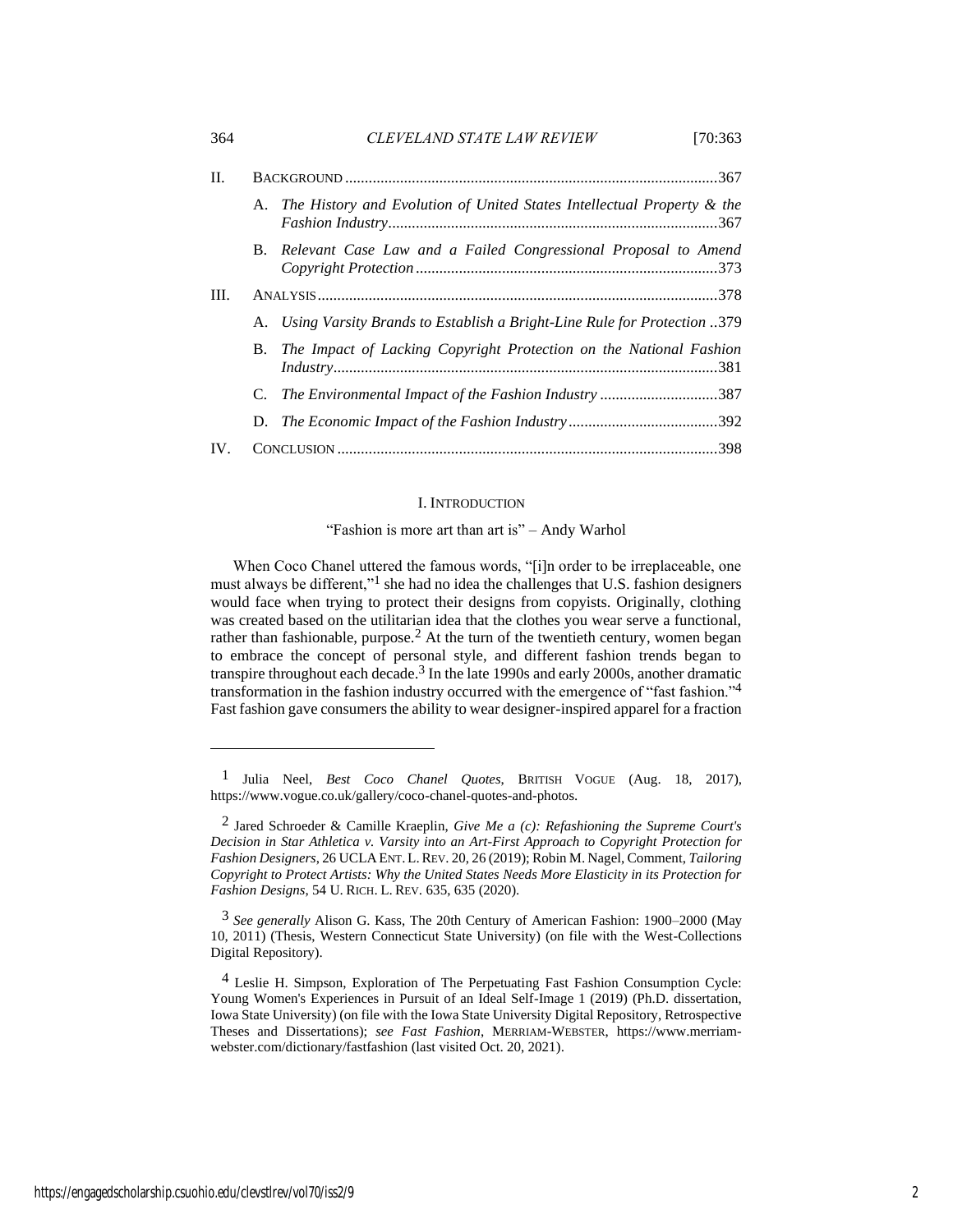| | | |
|---|---|---|
| II. | BACKGROUND | 367 |
| | A. *The History and Evolution of United States Intellectual Property & the Fashion Industry* | 367 |
| | B. *Relevant Case Law and a Failed Congressional Proposal to Amend Copyright Protection* | 373 |
| III. | ANALYSIS | 378 |
| | A. *Using Varsity Brands to Establish a Bright-Line Rule for Protection* | 379 |
| | B. *The Impact of Lacking Copyright Protection on the National Fashion Industry* | 381 |
| | C. *The Environmental Impact of the Fashion Industry* | 387 |
| | D. *The Economic Impact of the Fashion Industry* | 392 |
| IV. | CONCLUSION | 398 |

## I. INTRODUCTION

"Fashion is more art than art is" – Andy Warhol

When Coco Chanel uttered the famous words, "[i]n order to be irreplaceable, one must always be different,"[1] she had no idea the challenges that U.S. fashion designers would face when trying to protect their designs from copyists. Originally, clothing was created based on the utilitarian idea that the clothes you wear serve a functional, rather than fashionable, purpose.[2] At the turn of the twentieth century, women began to embrace the concept of personal style, and different fashion trends began to transpire throughout each decade.[3] In the late 1990s and early 2000s, another dramatic transformation in the fashion industry occurred with the emergence of "fast fashion."[4] Fast fashion gave consumers the ability to wear designer-inspired apparel for a fraction

---

[1] Julia Neel, *Best Coco Chanel Quotes*, BRITISH VOGUE (Aug. 18, 2017), https://www.vogue.co.uk/gallery/coco-chanel-quotes-and-photos.

[2] Jared Schroeder & Camille Kraeplin, *Give Me a (c): Refashioning the Supreme Court's Decision in Star Athletica v. Varsity into an Art-First Approach to Copyright Protection for Fashion Designers*, 26 UCLA ENT. L. REV. 20, 26 (2019); Robin M. Nagel, Comment, *Tailoring Copyright to Protect Artists: Why the United States Needs More Elasticity in its Protection for Fashion Designs*, 54 U. RICH. L. REV. 635, 635 (2020).

[3] *See generally* Alison G. Kass, The 20th Century of American Fashion: 1900–2000 (May 10, 2011) (Thesis, Western Connecticut State University) (on file with the West-Collections Digital Repository).

[4] Leslie H. Simpson, Exploration of The Perpetuating Fast Fashion Consumption Cycle: Young Women's Experiences in Pursuit of an Ideal Self-Image 1 (2019) (Ph.D. dissertation, Iowa State University) (on file with the Iowa State University Digital Repository, Retrospective Theses and Dissertations); *see Fast Fashion*, MERRIAM-WEBSTER, https://www.merriam-webster.com/dictionary/fastfashion (last visited Oct. 20, 2021).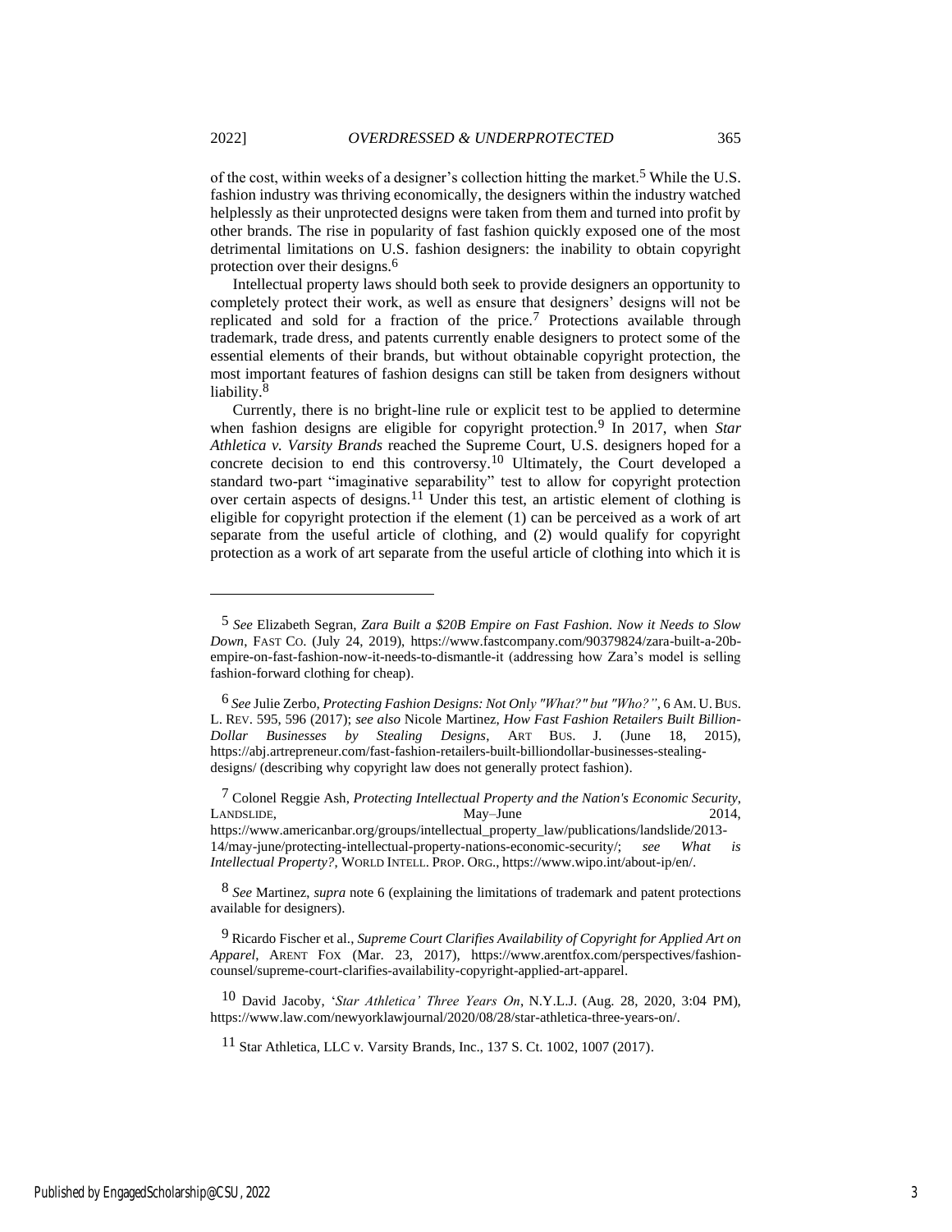of the cost, within weeks of a designer's collection hitting the market.[5] While the U.S. fashion industry was thriving economically, the designers within the industry watched helplessly as their unprotected designs were taken from them and turned into profit by other brands. The rise in popularity of fast fashion quickly exposed one of the most detrimental limitations on U.S. fashion designers: the inability to obtain copyright protection over their designs.[6]

Intellectual property laws should both seek to provide designers an opportunity to completely protect their work, as well as ensure that designers' designs will not be replicated and sold for a fraction of the price.[7] Protections available through trademark, trade dress, and patents currently enable designers to protect some of the essential elements of their brands, but without obtainable copyright protection, the most important features of fashion designs can still be taken from designers without liability.[8]

Currently, there is no bright-line rule or explicit test to be applied to determine when fashion designs are eligible for copyright protection.[9] In 2017, when *Star Athletica v. Varsity Brands* reached the Supreme Court, U.S. designers hoped for a concrete decision to end this controversy.[10] Ultimately, the Court developed a standard two-part "imaginative separability" test to allow for copyright protection over certain aspects of designs.[11] Under this test, an artistic element of clothing is eligible for copyright protection if the element (1) can be perceived as a work of art separate from the useful article of clothing, and (2) would qualify for copyright protection as a work of art separate from the useful article of clothing into which it is

---

[5] *See* Elizabeth Segran, *Zara Built a $20B Empire on Fast Fashion. Now it Needs to Slow Down*, FAST CO. (July 24, 2019), https://www.fastcompany.com/90379824/zara-built-a-20b-empire-on-fast-fashion-now-it-needs-to-dismantle-it (addressing how Zara's model is selling fashion-forward clothing for cheap).

[6] *See* Julie Zerbo, *Protecting Fashion Designs: Not Only "What?" but "Who?"*, 6 AM. U. BUS. L. REV. 595, 596 (2017); *see also* Nicole Martinez, *How Fast Fashion Retailers Built Billion-Dollar Businesses by Stealing Designs*, ART BUS. J. (June 18, 2015), https://abj.artrepreneur.com/fast-fashion-retailers-built-billiondollar-businesses-stealing-designs/ (describing why copyright law does not generally protect fashion).

[7] Colonel Reggie Ash, *Protecting Intellectual Property and the Nation's Economic Security*, LANDSLIDE, May–June 2014, https://www.americanbar.org/groups/intellectual_property_law/publications/landslide/2013-14/may-june/protecting-intellectual-property-nations-economic-security/; *see What is Intellectual Property?*, WORLD INTELL. PROP. ORG., https://www.wipo.int/about-ip/en/.

[8] *See* Martinez, *supra* note 6 (explaining the limitations of trademark and patent protections available for designers).

[9] Ricardo Fischer et al., *Supreme Court Clarifies Availability of Copyright for Applied Art on Apparel*, ARENT FOX (Mar. 23, 2017), https://www.arentfox.com/perspectives/fashion-counsel/supreme-court-clarifies-availability-copyright-applied-art-apparel.

[10] David Jacoby, '*Star Athletica' Three Years On*, N.Y.L.J. (Aug. 28, 2020, 3:04 PM), https://www.law.com/newyorklawjournal/2020/08/28/star-athletica-three-years-on/.

[11] Star Athletica, LLC v. Varsity Brands, Inc., 137 S. Ct. 1002, 1007 (2017).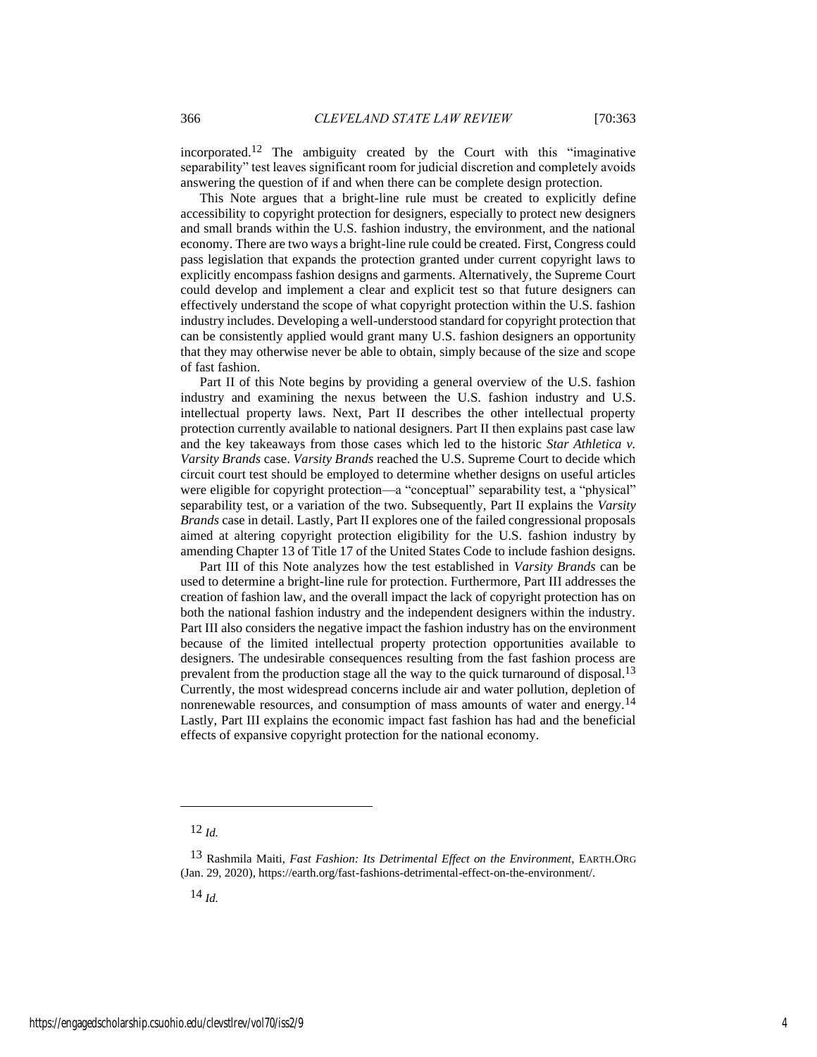incorporated.[12] The ambiguity created by the Court with this "imaginative separability" test leaves significant room for judicial discretion and completely avoids answering the question of if and when there can be complete design protection.

This Note argues that a bright-line rule must be created to explicitly define accessibility to copyright protection for designers, especially to protect new designers and small brands within the U.S. fashion industry, the environment, and the national economy. There are two ways a bright-line rule could be created. First, Congress could pass legislation that expands the protection granted under current copyright laws to explicitly encompass fashion designs and garments. Alternatively, the Supreme Court could develop and implement a clear and explicit test so that future designers can effectively understand the scope of what copyright protection within the U.S. fashion industry includes. Developing a well-understood standard for copyright protection that can be consistently applied would grant many U.S. fashion designers an opportunity that they may otherwise never be able to obtain, simply because of the size and scope of fast fashion.

Part II of this Note begins by providing a general overview of the U.S. fashion industry and examining the nexus between the U.S. fashion industry and U.S. intellectual property laws. Next, Part II describes the other intellectual property protection currently available to national designers. Part II then explains past case law and the key takeaways from those cases which led to the historic *Star Athletica v. Varsity Brands* case. *Varsity Brands* reached the U.S. Supreme Court to decide which circuit court test should be employed to determine whether designs on useful articles were eligible for copyright protection—a "conceptual" separability test, a "physical" separability test, or a variation of the two. Subsequently, Part II explains the *Varsity Brands* case in detail. Lastly, Part II explores one of the failed congressional proposals aimed at altering copyright protection eligibility for the U.S. fashion industry by amending Chapter 13 of Title 17 of the United States Code to include fashion designs.

Part III of this Note analyzes how the test established in *Varsity Brands* can be used to determine a bright-line rule for protection. Furthermore, Part III addresses the creation of fashion law, and the overall impact the lack of copyright protection has on both the national fashion industry and the independent designers within the industry. Part III also considers the negative impact the fashion industry has on the environment because of the limited intellectual property protection opportunities available to designers. The undesirable consequences resulting from the fast fashion process are prevalent from the production stage all the way to the quick turnaround of disposal.[13] Currently, the most widespread concerns include air and water pollution, depletion of nonrenewable resources, and consumption of mass amounts of water and energy.[14] Lastly, Part III explains the economic impact fast fashion has had and the beneficial effects of expansive copyright protection for the national economy.

---

[12] *Id.*

[13] Rashmila Maiti, *Fast Fashion: Its Detrimental Effect on the Environment*, EARTH.ORG (Jan. 29, 2020), https://earth.org/fast-fashions-detrimental-effect-on-the-environment/.

[14] *Id.*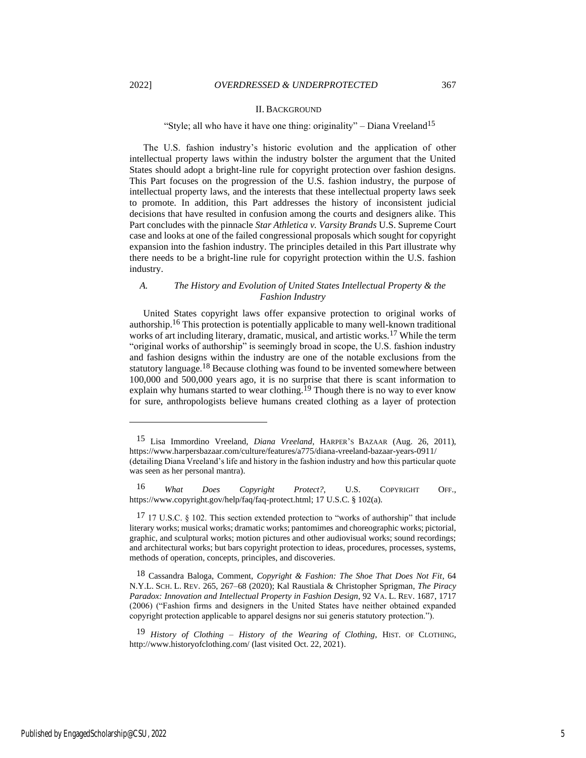## II. BACKGROUND

"Style; all who have it have one thing: originality" – Diana Vreeland[15]

The U.S. fashion industry's historic evolution and the application of other intellectual property laws within the industry bolster the argument that the United States should adopt a bright-line rule for copyright protection over fashion designs. This Part focuses on the progression of the U.S. fashion industry, the purpose of intellectual property laws, and the interests that these intellectual property laws seek to promote. In addition, this Part addresses the history of inconsistent judicial decisions that have resulted in confusion among the courts and designers alike. This Part concludes with the pinnacle *Star Athletica v. Varsity Brands* U.S. Supreme Court case and looks at one of the failed congressional proposals which sought for copyright expansion into the fashion industry. The principles detailed in this Part illustrate why there needs to be a bright-line rule for copyright protection within the U.S. fashion industry.

### *A. The History and Evolution of United States Intellectual Property & the Fashion Industry*

United States copyright laws offer expansive protection to original works of authorship.[16] This protection is potentially applicable to many well-known traditional works of art including literary, dramatic, musical, and artistic works.[17] While the term "original works of authorship" is seemingly broad in scope, the U.S. fashion industry and fashion designs within the industry are one of the notable exclusions from the statutory language.[18] Because clothing was found to be invented somewhere between 100,000 and 500,000 years ago, it is no surprise that there is scant information to explain why humans started to wear clothing.[19] Though there is no way to ever know for sure, anthropologists believe humans created clothing as a layer of protection

---

[15] Lisa Immordino Vreeland, *Diana Vreeland*, HARPER'S BAZAAR (Aug. 26, 2011), https://www.harpersbazaar.com/culture/features/a775/diana-vreeland-bazaar-years-0911/ (detailing Diana Vreeland's life and history in the fashion industry and how this particular quote was seen as her personal mantra).

[16] *What Does Copyright Protect?*, U.S. COPYRIGHT OFF., https://www.copyright.gov/help/faq/faq-protect.html; 17 U.S.C. § 102(a).

[17] 17 U.S.C. § 102. This section extended protection to "works of authorship" that include literary works; musical works; dramatic works; pantomimes and choreographic works; pictorial, graphic, and sculptural works; motion pictures and other audiovisual works; sound recordings; and architectural works; but bars copyright protection to ideas, procedures, processes, systems, methods of operation, concepts, principles, and discoveries.

[18] Cassandra Baloga, Comment, *Copyright & Fashion: The Shoe That Does Not Fit*, 64 N.Y.L. SCH. L. REV. 265, 267–68 (2020); Kal Raustiala & Christopher Sprigman, *The Piracy Paradox: Innovation and Intellectual Property in Fashion Design*, 92 VA. L. REV. 1687, 1717 (2006) ("Fashion firms and designers in the United States have neither obtained expanded copyright protection applicable to apparel designs nor sui generis statutory protection.").

[19] *History of Clothing – History of the Wearing of Clothing*, HIST. OF CLOTHING, http://www.historyofclothing.com/ (last visited Oct. 22, 2021).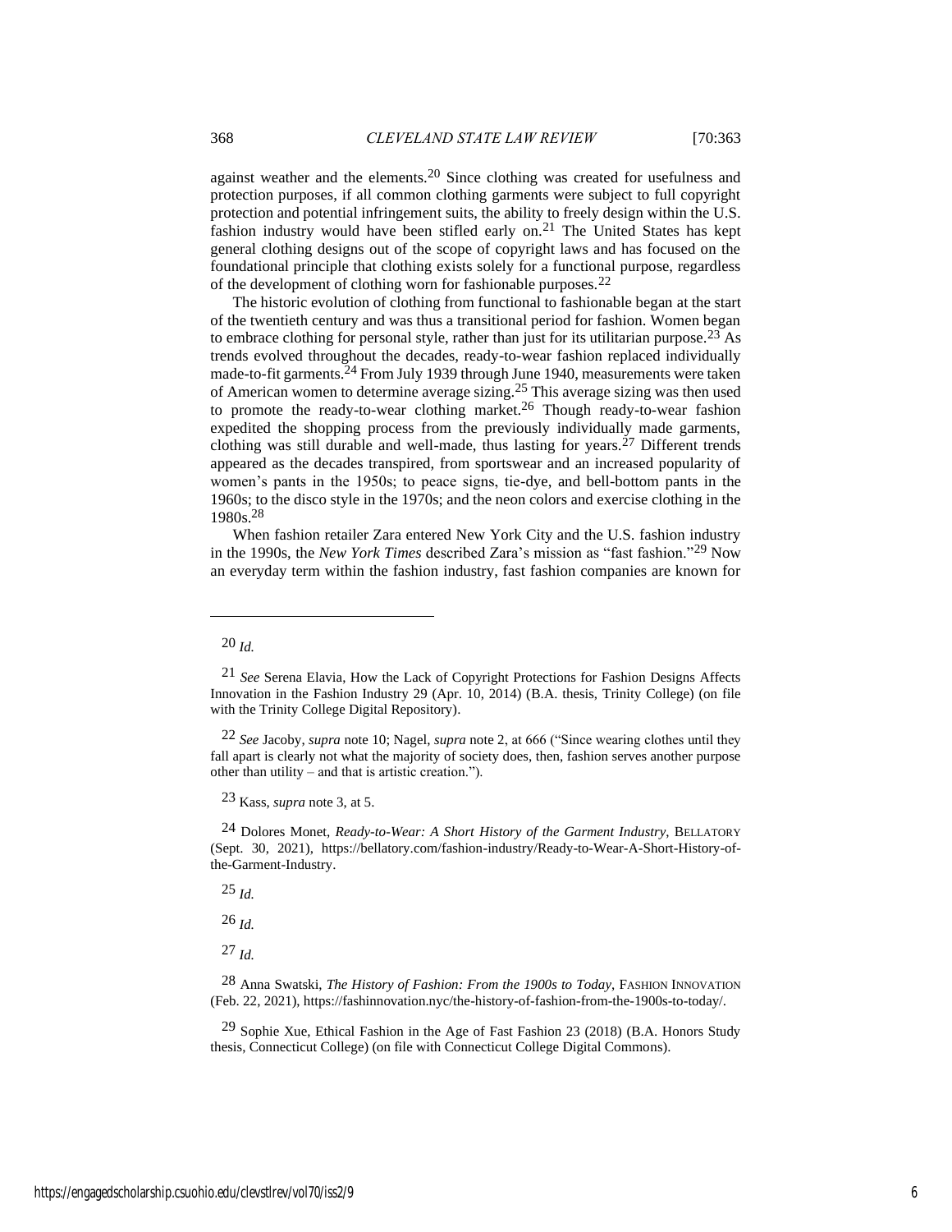against weather and the elements.[20] Since clothing was created for usefulness and protection purposes, if all common clothing garments were subject to full copyright protection and potential infringement suits, the ability to freely design within the U.S. fashion industry would have been stifled early on.[21] The United States has kept general clothing designs out of the scope of copyright laws and has focused on the foundational principle that clothing exists solely for a functional purpose, regardless of the development of clothing worn for fashionable purposes.[22]

The historic evolution of clothing from functional to fashionable began at the start of the twentieth century and was thus a transitional period for fashion. Women began to embrace clothing for personal style, rather than just for its utilitarian purpose.[23] As trends evolved throughout the decades, ready-to-wear fashion replaced individually made-to-fit garments.[24] From July 1939 through June 1940, measurements were taken of American women to determine average sizing.[25] This average sizing was then used to promote the ready-to-wear clothing market.[26] Though ready-to-wear fashion expedited the shopping process from the previously individually made garments, clothing was still durable and well-made, thus lasting for years.[27] Different trends appeared as the decades transpired, from sportswear and an increased popularity of women's pants in the 1950s; to peace signs, tie-dye, and bell-bottom pants in the 1960s; to the disco style in the 1970s; and the neon colors and exercise clothing in the 1980s.[28]

When fashion retailer Zara entered New York City and the U.S. fashion industry in the 1990s, the *New York Times* described Zara's mission as "fast fashion."[29] Now an everyday term within the fashion industry, fast fashion companies are known for

---

[20] *Id.*

[21] *See* Serena Elavia, How the Lack of Copyright Protections for Fashion Designs Affects Innovation in the Fashion Industry 29 (Apr. 10, 2014) (B.A. thesis, Trinity College) (on file with the Trinity College Digital Repository).

[22] *See* Jacoby, *supra* note 10; Nagel, *supra* note 2, at 666 ("Since wearing clothes until they fall apart is clearly not what the majority of society does, then, fashion serves another purpose other than utility – and that is artistic creation.").

[23] Kass, *supra* note 3, at 5.

[24] Dolores Monet, *Ready-to-Wear: A Short History of the Garment Industry*, BELLATORY (Sept. 30, 2021), https://bellatory.com/fashion-industry/Ready-to-Wear-A-Short-History-of-the-Garment-Industry.

[25] *Id.*

[26] *Id.*

[27] *Id.*

[28] Anna Swatski, *The History of Fashion: From the 1900s to Today*, FASHION INNOVATION (Feb. 22, 2021), https://fashinnovation.nyc/the-history-of-fashion-from-the-1900s-to-today/.

[29] Sophie Xue, Ethical Fashion in the Age of Fast Fashion 23 (2018) (B.A. Honors Study thesis, Connecticut College) (on file with Connecticut College Digital Commons).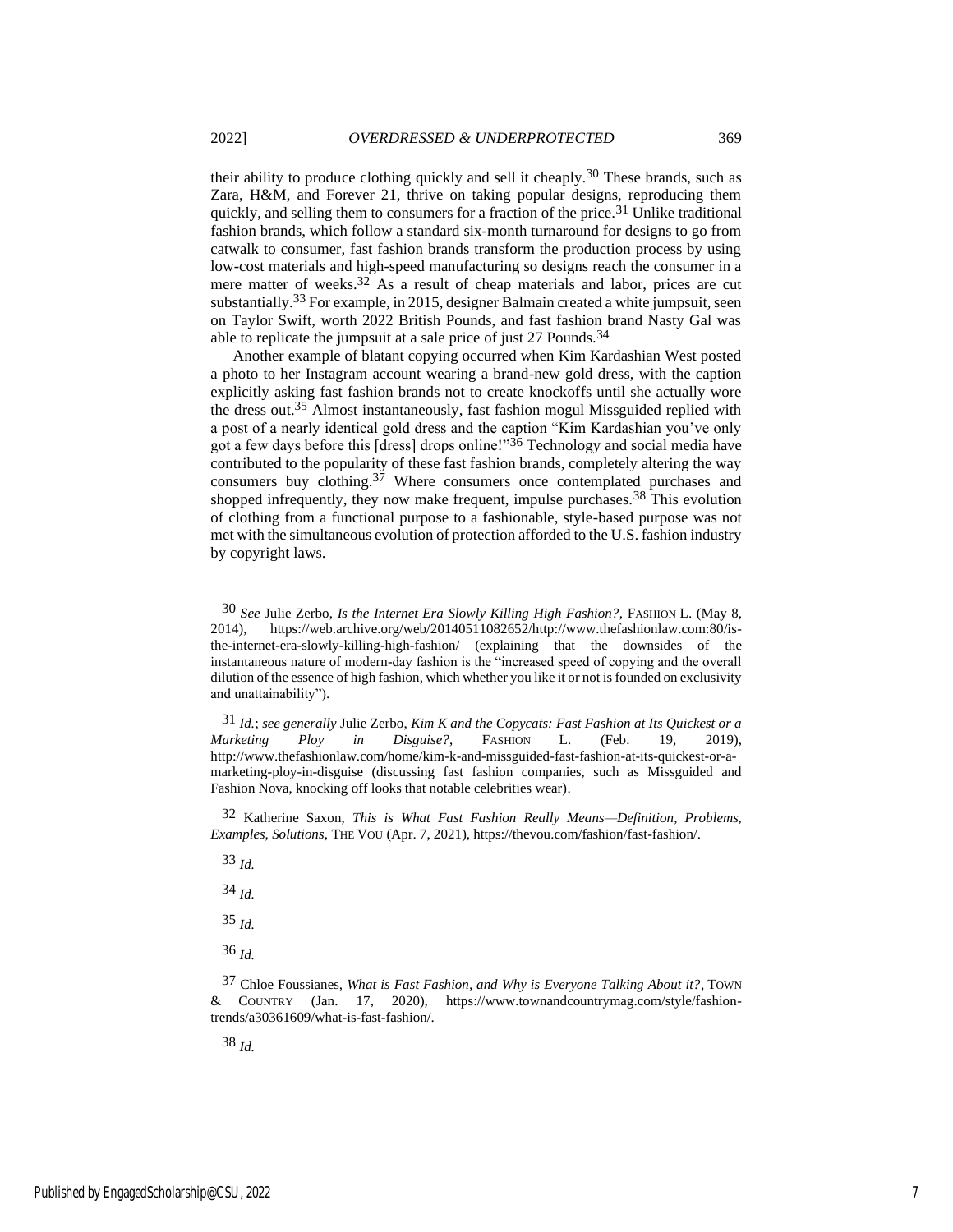their ability to produce clothing quickly and sell it cheaply.[30] These brands, such as Zara, H&M, and Forever 21, thrive on taking popular designs, reproducing them quickly, and selling them to consumers for a fraction of the price.[31] Unlike traditional fashion brands, which follow a standard six-month turnaround for designs to go from catwalk to consumer, fast fashion brands transform the production process by using low-cost materials and high-speed manufacturing so designs reach the consumer in a mere matter of weeks.[32] As a result of cheap materials and labor, prices are cut substantially.[33] For example, in 2015, designer Balmain created a white jumpsuit, seen on Taylor Swift, worth 2022 British Pounds, and fast fashion brand Nasty Gal was able to replicate the jumpsuit at a sale price of just 27 Pounds.[34]

Another example of blatant copying occurred when Kim Kardashian West posted a photo to her Instagram account wearing a brand-new gold dress, with the caption explicitly asking fast fashion brands not to create knockoffs until she actually wore the dress out.[35] Almost instantaneously, fast fashion mogul Missguided replied with a post of a nearly identical gold dress and the caption "Kim Kardashian you've only got a few days before this [dress] drops online!"[36] Technology and social media have contributed to the popularity of these fast fashion brands, completely altering the way consumers buy clothing.[37] Where consumers once contemplated purchases and shopped infrequently, they now make frequent, impulse purchases.[38] This evolution of clothing from a functional purpose to a fashionable, style-based purpose was not met with the simultaneous evolution of protection afforded to the U.S. fashion industry by copyright laws.

---

[30] *See* Julie Zerbo, *Is the Internet Era Slowly Killing High Fashion?*, FASHION L. (May 8, 2014), https://web.archive.org/web/20140511082652/http://www.thefashionlaw.com:80/is-the-internet-era-slowly-killing-high-fashion/ (explaining that the downsides of the instantaneous nature of modern-day fashion is the "increased speed of copying and the overall dilution of the essence of high fashion, which whether you like it or not is founded on exclusivity and unattainability").

[31] *Id.*; *see generally* Julie Zerbo, *Kim K and the Copycats: Fast Fashion at Its Quickest or a Marketing Ploy in Disguise?*, FASHION L. (Feb. 19, 2019), http://www.thefashionlaw.com/home/kim-k-and-missguided-fast-fashion-at-its-quickest-or-a-marketing-ploy-in-disguise (discussing fast fashion companies, such as Missguided and Fashion Nova, knocking off looks that notable celebrities wear).

[32] Katherine Saxon, *This is What Fast Fashion Really Means—Definition, Problems, Examples, Solutions*, THE VOU (Apr. 7, 2021), https://thevou.com/fashion/fast-fashion/.

[33] *Id.*

[34] *Id.*

[35] *Id.*

[36] *Id.*

[37] Chloe Foussianes, *What is Fast Fashion, and Why is Everyone Talking About it?*, TOWN & COUNTRY (Jan. 17, 2020), https://www.townandcountrymag.com/style/fashion-trends/a30361609/what-is-fast-fashion/.

[38] *Id.*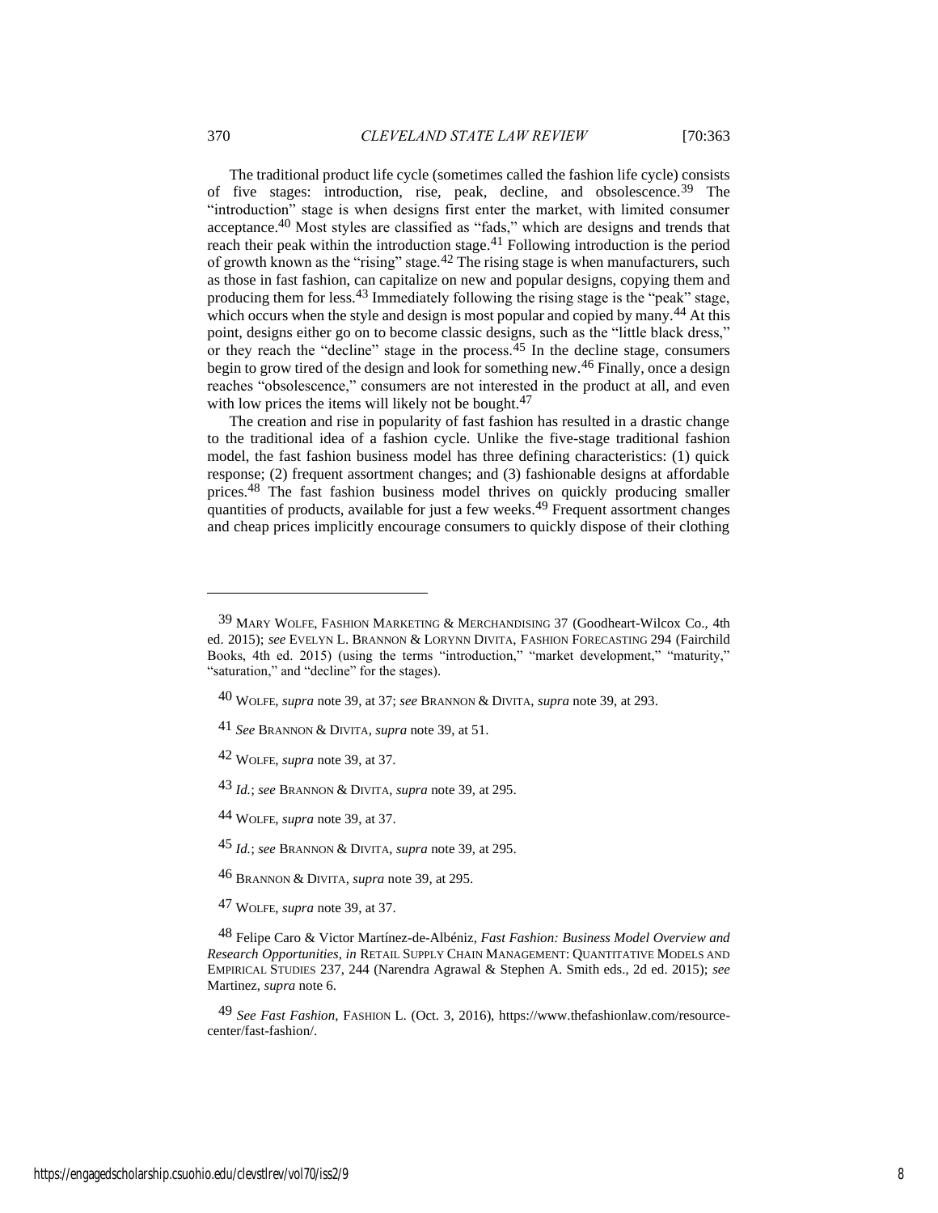The traditional product life cycle (sometimes called the fashion life cycle) consists of five stages: introduction, rise, peak, decline, and obsolescence.[39] The "introduction" stage is when designs first enter the market, with limited consumer acceptance.[40] Most styles are classified as "fads," which are designs and trends that reach their peak within the introduction stage.[41] Following introduction is the period of growth known as the "rising" stage.[42] The rising stage is when manufacturers, such as those in fast fashion, can capitalize on new and popular designs, copying them and producing them for less.[43] Immediately following the rising stage is the "peak" stage, which occurs when the style and design is most popular and copied by many.[44] At this point, designs either go on to become classic designs, such as the "little black dress," or they reach the "decline" stage in the process.[45] In the decline stage, consumers begin to grow tired of the design and look for something new.[46] Finally, once a design reaches "obsolescence," consumers are not interested in the product at all, and even with low prices the items will likely not be bought.[47]

The creation and rise in popularity of fast fashion has resulted in a drastic change to the traditional idea of a fashion cycle. Unlike the five-stage traditional fashion model, the fast fashion business model has three defining characteristics: (1) quick response; (2) frequent assortment changes; and (3) fashionable designs at affordable prices.[48] The fast fashion business model thrives on quickly producing smaller quantities of products, available for just a few weeks.[49] Frequent assortment changes and cheap prices implicitly encourage consumers to quickly dispose of their clothing

---

[39] MARY WOLFE, FASHION MARKETING & MERCHANDISING 37 (Goodheart-Wilcox Co., 4th ed. 2015); *see* EVELYN L. BRANNON & LORYNN DIVITA, FASHION FORECASTING 294 (Fairchild Books, 4th ed. 2015) (using the terms "introduction," "market development," "maturity," "saturation," and "decline" for the stages).

[40] WOLFE, *supra* note 39, at 37; *see* BRANNON & DIVITA, *supra* note 39, at 293.

[41] *See* BRANNON & DIVITA, *supra* note 39, at 51.

[42] WOLFE, *supra* note 39, at 37.

[43] *Id.*; *see* BRANNON & DIVITA, *supra* note 39, at 295.

[44] WOLFE, *supra* note 39, at 37.

[45] *Id.*; *see* BRANNON & DIVITA, *supra* note 39, at 295.

[46] BRANNON & DIVITA, *supra* note 39, at 295.

[47] WOLFE, *supra* note 39, at 37.

[48] Felipe Caro & Victor Martínez-de-Albéniz, *Fast Fashion: Business Model Overview and Research Opportunities*, *in* RETAIL SUPPLY CHAIN MANAGEMENT: QUANTITATIVE MODELS AND EMPIRICAL STUDIES 237, 244 (Narendra Agrawal & Stephen A. Smith eds., 2d ed. 2015); *see* Martinez, *supra* note 6.

[49] *See Fast Fashion*, FASHION L. (Oct. 3, 2016), https://www.thefashionlaw.com/resource-center/fast-fashion/.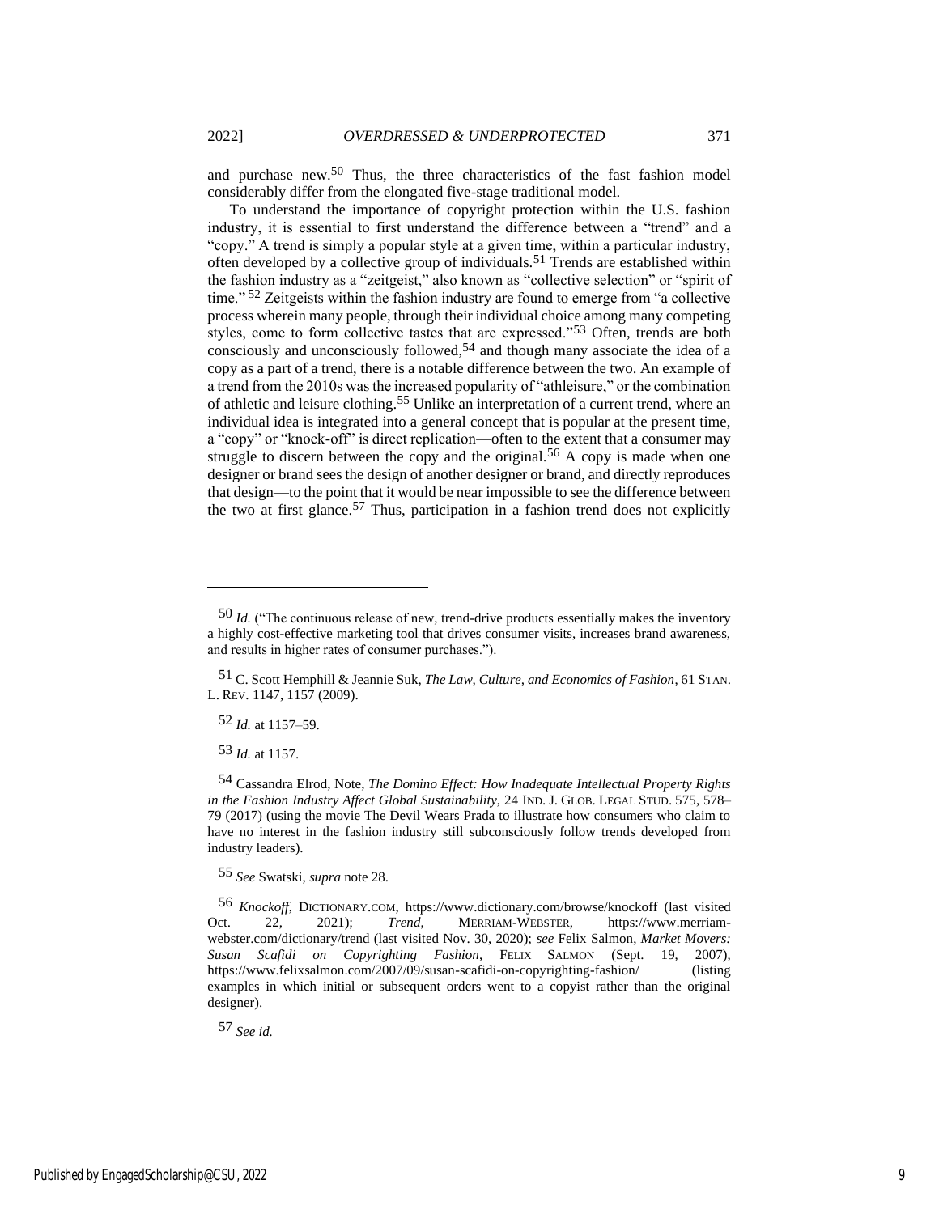and purchase new.[50] Thus, the three characteristics of the fast fashion model considerably differ from the elongated five-stage traditional model.

To understand the importance of copyright protection within the U.S. fashion industry, it is essential to first understand the difference between a "trend" and a "copy." A trend is simply a popular style at a given time, within a particular industry, often developed by a collective group of individuals.[51] Trends are established within the fashion industry as a "zeitgeist," also known as "collective selection" or "spirit of time." [52] Zeitgeists within the fashion industry are found to emerge from "a collective process wherein many people, through their individual choice among many competing styles, come to form collective tastes that are expressed."[53] Often, trends are both consciously and unconsciously followed,[54] and though many associate the idea of a copy as a part of a trend, there is a notable difference between the two. An example of a trend from the 2010s was the increased popularity of "athleisure," or the combination of athletic and leisure clothing.[55] Unlike an interpretation of a current trend, where an individual idea is integrated into a general concept that is popular at the present time, a "copy" or "knock-off" is direct replication—often to the extent that a consumer may struggle to discern between the copy and the original.[56] A copy is made when one designer or brand sees the design of another designer or brand, and directly reproduces that design—to the point that it would be near impossible to see the difference between the two at first glance.[57] Thus, participation in a fashion trend does not explicitly

---

[50] *Id.* ("The continuous release of new, trend-drive products essentially makes the inventory a highly cost-effective marketing tool that drives consumer visits, increases brand awareness, and results in higher rates of consumer purchases.").

[51] C. Scott Hemphill & Jeannie Suk, *The Law, Culture, and Economics of Fashion*, 61 STAN. L. REV. 1147, 1157 (2009).

[52] *Id.* at 1157–59.

[53] *Id.* at 1157.

[54] Cassandra Elrod, Note, *The Domino Effect: How Inadequate Intellectual Property Rights in the Fashion Industry Affect Global Sustainability*, 24 IND. J. GLOB. LEGAL STUD. 575, 578–79 (2017) (using the movie The Devil Wears Prada to illustrate how consumers who claim to have no interest in the fashion industry still subconsciously follow trends developed from industry leaders).

[55] *See* Swatski, *supra* note 28.

[56] *Knockoff*, DICTIONARY.COM, https://www.dictionary.com/browse/knockoff (last visited Oct. 22, 2021); *Trend*, MERRIAM-WEBSTER, https://www.merriam-webster.com/dictionary/trend (last visited Nov. 30, 2020); *see* Felix Salmon, *Market Movers: Susan Scafidi on Copyrighting Fashion*, FELIX SALMON (Sept. 19, 2007), https://www.felixsalmon.com/2007/09/susan-scafidi-on-copyrighting-fashion/ (listing examples in which initial or subsequent orders went to a copyist rather than the original designer).

[57] *See id.*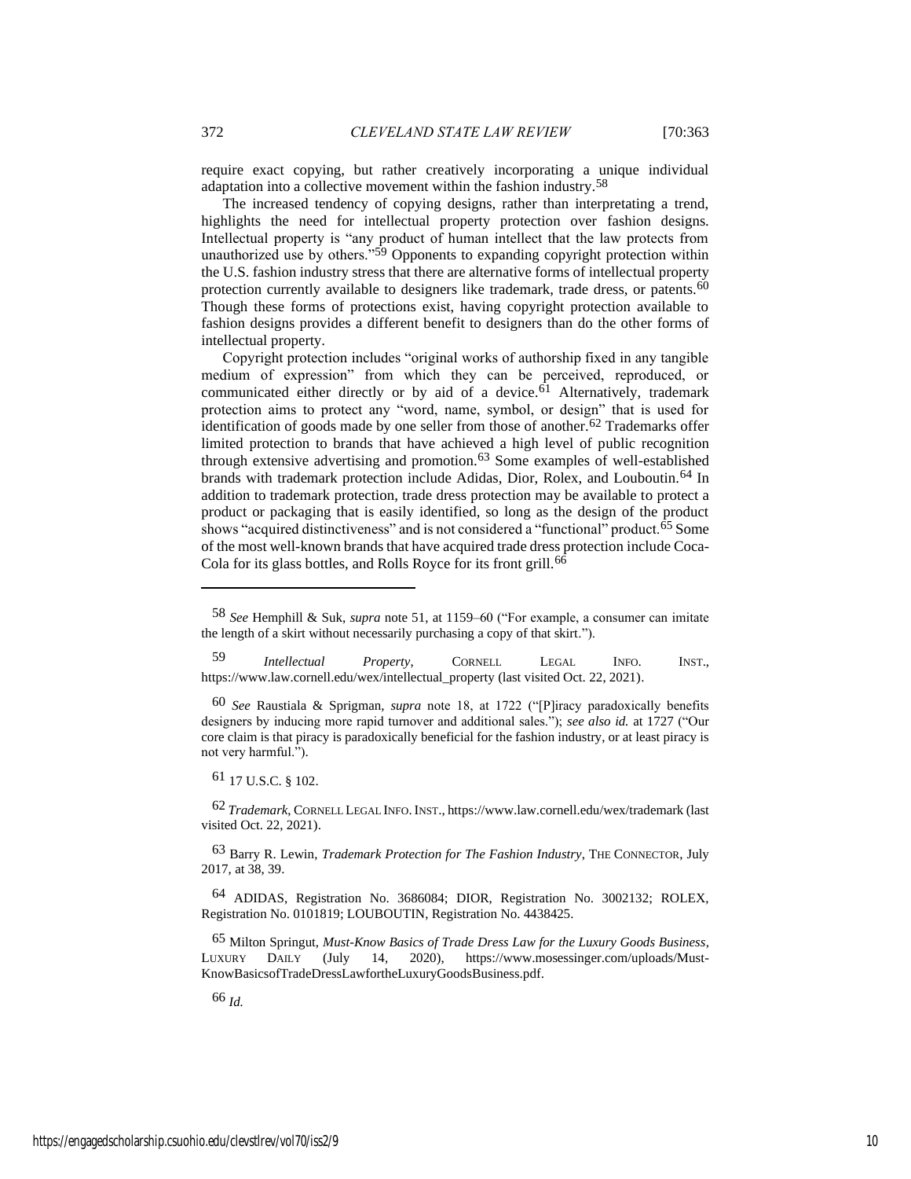require exact copying, but rather creatively incorporating a unique individual adaptation into a collective movement within the fashion industry.[58]

The increased tendency of copying designs, rather than interpreting a trend, highlights the need for intellectual property protection over fashion designs. Intellectual property is "any product of human intellect that the law protects from unauthorized use by others."[59] Opponents to expanding copyright protection within the U.S. fashion industry stress that there are alternative forms of intellectual property protection currently available to designers like trademark, trade dress, or patents.[60] Though these forms of protections exist, having copyright protection available to fashion designs provides a different benefit to designers than do the other forms of intellectual property.

Copyright protection includes "original works of authorship fixed in any tangible medium of expression" from which they can be perceived, reproduced, or communicated either directly or by aid of a device.[61] Alternatively, trademark protection aims to protect any "word, name, symbol, or design" that is used for identification of goods made by one seller from those of another.[62] Trademarks offer limited protection to brands that have achieved a high level of public recognition through extensive advertising and promotion.[63] Some examples of well-established brands with trademark protection include Adidas, Dior, Rolex, and Louboutin.[64] In addition to trademark protection, trade dress protection may be available to protect a product or packaging that is easily identified, so long as the design of the product shows "acquired distinctiveness" and is not considered a "functional" product.[65] Some of the most well-known brands that have acquired trade dress protection include Coca-Cola for its glass bottles, and Rolls Royce for its front grill.[66]

---

58 *See* Hemphill & Suk, *supra* note 51, at 1159–60 ("For example, a consumer can imitate the length of a skirt without necessarily purchasing a copy of that skirt.").

59 *Intellectual Property*, CORNELL LEGAL INFO. INST., https://www.law.cornell.edu/wex/intellectual_property (last visited Oct. 22, 2021).

60 *See* Raustiala & Sprigman, *supra* note 18, at 1722 ("[P]iracy paradoxically benefits designers by inducing more rapid turnover and additional sales."); *see also id.* at 1727 ("Our core claim is that piracy is paradoxically beneficial for the fashion industry, or at least piracy is not very harmful.").

61 17 U.S.C. § 102.

62 *Trademark*, CORNELL LEGAL INFO. INST., https://www.law.cornell.edu/wex/trademark (last visited Oct. 22, 2021).

63 Barry R. Lewin, *Trademark Protection for The Fashion Industry*, THE CONNECTOR, July 2017, at 38, 39.

64 ADIDAS, Registration No. 3686084; DIOR, Registration No. 3002132; ROLEX, Registration No. 0101819; LOUBOUTIN, Registration No. 4438425.

65 Milton Springut, *Must-Know Basics of Trade Dress Law for the Luxury Goods Business*, LUXURY DAILY (July 14, 2020), https://www.mosessinger.com/uploads/Must-KnowBasicsofTradeDressLawfortheLuxuryGoodsBusiness.pdf.

66 *Id.*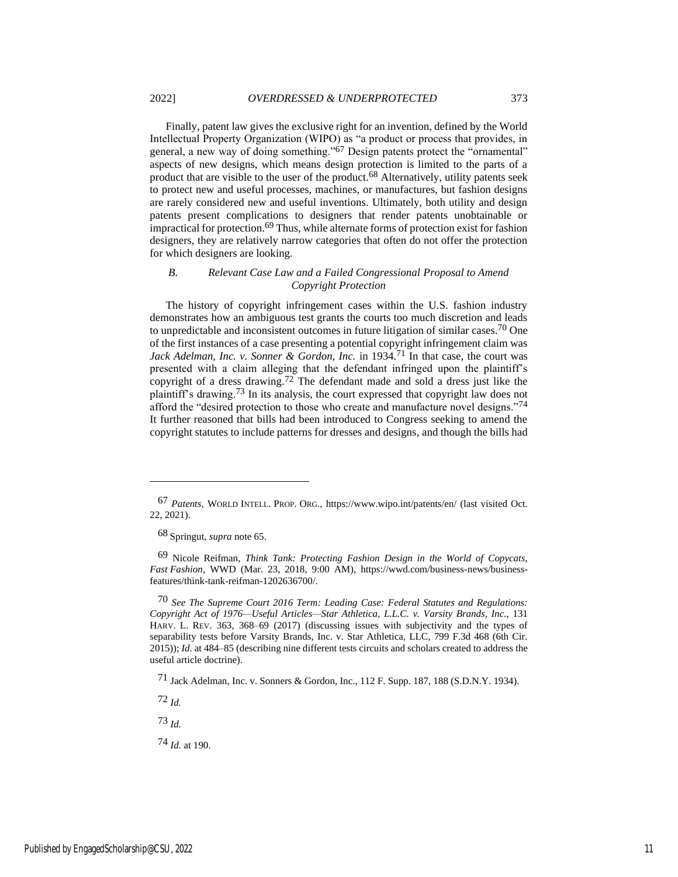Finally, patent law gives the exclusive right for an invention, defined by the World Intellectual Property Organization (WIPO) as "a product or process that provides, in general, a new way of doing something."[67] Design patents protect the "ornamental" aspects of new designs, which means design protection is limited to the parts of a product that are visible to the user of the product.[68] Alternatively, utility patents seek to protect new and useful processes, machines, or manufactures, but fashion designs are rarely considered new and useful inventions. Ultimately, both utility and design patents present complications to designers that render patents unobtainable or impractical for protection.[69] Thus, while alternate forms of protection exist for fashion designers, they are relatively narrow categories that often do not offer the protection for which designers are looking.

### *B. Relevant Case Law and a Failed Congressional Proposal to Amend Copyright Protection*

The history of copyright infringement cases within the U.S. fashion industry demonstrates how an ambiguous test grants the courts too much discretion and leads to unpredictable and inconsistent outcomes in future litigation of similar cases.[70] One of the first instances of a case presenting a potential copyright infringement claim was *Jack Adelman, Inc. v. Sonner & Gordon, Inc.* in 1934.[71] In that case, the court was presented with a claim alleging that the defendant infringed upon the plaintiff's copyright of a dress drawing.[72] The defendant made and sold a dress just like the plaintiff's drawing.[73] In its analysis, the court expressed that copyright law does not afford the "desired protection to those who create and manufacture novel designs."[74] It further reasoned that bills had been introduced to Congress seeking to amend the copyright statutes to include patterns for dresses and designs, and though the bills had

---

67 *Patents*, WORLD INTELL. PROP. ORG., https://www.wipo.int/patents/en/ (last visited Oct. 22, 2021).

68 Springut, *supra* note 65.

69 Nicole Reifman, *Think Tank: Protecting Fashion Design in the World of Copycats, Fast Fashion*, WWD (Mar. 23, 2018, 9:00 AM), https://wwd.com/business-news/business-features/think-tank-reifman-1202636700/.

70 *See The Supreme Court 2016 Term: Leading Case: Federal Statutes and Regulations: Copyright Act of 1976—Useful Articles—Star Athletica, L.L.C. v. Varsity Brands, Inc.*, 131 HARV. L. REV. 363, 368–69 (2017) (discussing issues with subjectivity and the types of separability tests before Varsity Brands, Inc. v. Star Athletica, LLC, 799 F.3d 468 (6th Cir. 2015)); *Id.* at 484–85 (describing nine different tests circuits and scholars created to address the useful article doctrine).

71 Jack Adelman, Inc. v. Sonners & Gordon, Inc., 112 F. Supp. 187, 188 (S.D.N.Y. 1934).

72 *Id.*

73 *Id.*

74 *Id.* at 190.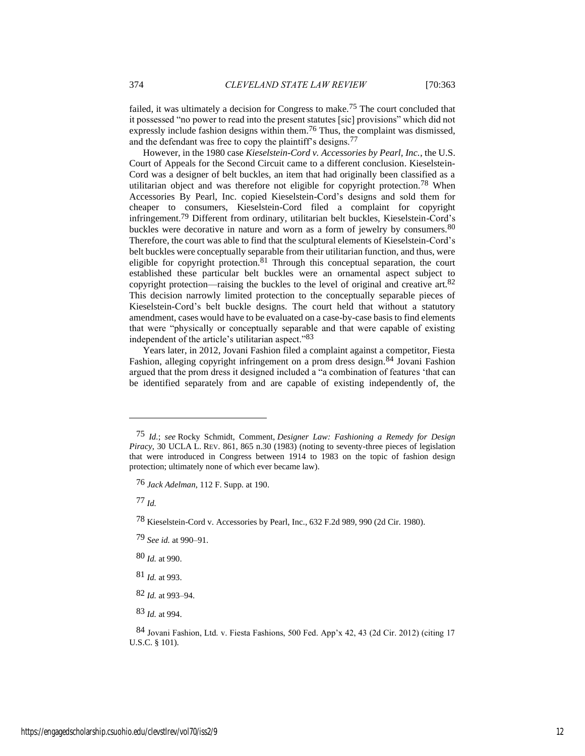failed, it was ultimately a decision for Congress to make.[75] The court concluded that it possessed "no power to read into the present statutes [sic] provisions" which did not expressly include fashion designs within them.[76] Thus, the complaint was dismissed, and the defendant was free to copy the plaintiff's designs.[77]

However, in the 1980 case *Kieselstein-Cord v. Accessories by Pearl, Inc.*, the U.S. Court of Appeals for the Second Circuit came to a different conclusion. Kieselstein-Cord was a designer of belt buckles, an item that had originally been classified as a utilitarian object and was therefore not eligible for copyright protection.[78] When Accessories By Pearl, Inc. copied Kieselstein-Cord's designs and sold them for cheaper to consumers, Kieselstein-Cord filed a complaint for copyright infringement.[79] Different from ordinary, utilitarian belt buckles, Kieselstein-Cord's buckles were decorative in nature and worn as a form of jewelry by consumers.[80] Therefore, the court was able to find that the sculptural elements of Kieselstein-Cord's belt buckles were conceptually separable from their utilitarian function, and thus, were eligible for copyright protection.[81] Through this conceptual separation, the court established these particular belt buckles were an ornamental aspect subject to copyright protection—raising the buckles to the level of original and creative art.[82] This decision narrowly limited protection to the conceptually separable pieces of Kieselstein-Cord's belt buckle designs. The court held that without a statutory amendment, cases would have to be evaluated on a case-by-case basis to find elements that were "physically or conceptually separable and that were capable of existing independent of the article's utilitarian aspect."[83]

Years later, in 2012, Jovani Fashion filed a complaint against a competitor, Fiesta Fashion, alleging copyright infringement on a prom dress design.[84] Jovani Fashion argued that the prom dress it designed included a "a combination of features 'that can be identified separately from and are capable of existing independently of, the

---

[75] *Id.*; *see* Rocky Schmidt, Comment, *Designer Law: Fashioning a Remedy for Design Piracy*, 30 UCLA L. REV. 861, 865 n.30 (1983) (noting to seventy-three pieces of legislation that were introduced in Congress between 1914 to 1983 on the topic of fashion design protection; ultimately none of which ever became law).

[76] *Jack Adelman*, 112 F. Supp. at 190.

[77] *Id.*

[78] Kieselstein-Cord v. Accessories by Pearl, Inc., 632 F.2d 989, 990 (2d Cir. 1980).

[79] *See id.* at 990–91.

[80] *Id.* at 990.

[81] *Id.* at 993.

[82] *Id.* at 993–94.

[83] *Id.* at 994.

[84] Jovani Fashion, Ltd. v. Fiesta Fashions, 500 Fed. App'x 42, 43 (2d Cir. 2012) (citing 17 U.S.C. § 101).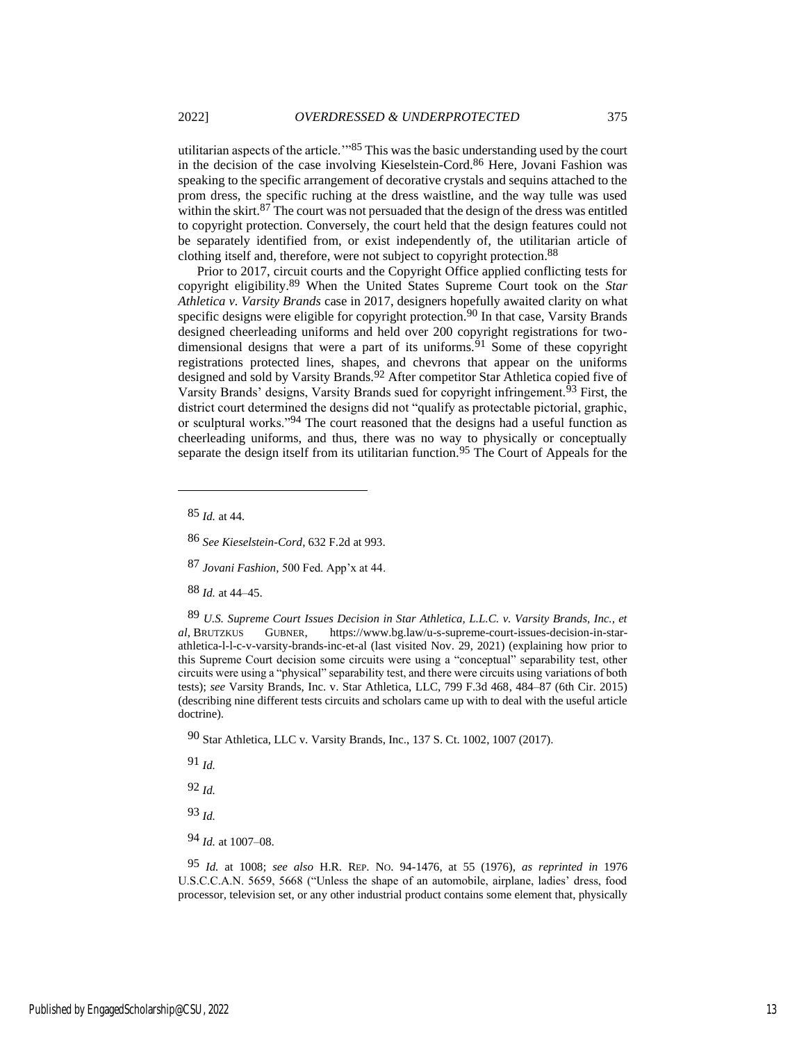utilitarian aspects of the article.'"[85] This was the basic understanding used by the court in the decision of the case involving Kieselstein-Cord.[86] Here, Jovani Fashion was speaking to the specific arrangement of decorative crystals and sequins attached to the prom dress, the specific ruching at the dress waistline, and the way tulle was used within the skirt.[87] The court was not persuaded that the design of the dress was entitled to copyright protection. Conversely, the court held that the design features could not be separately identified from, or exist independently of, the utilitarian article of clothing itself and, therefore, were not subject to copyright protection.[88]

Prior to 2017, circuit courts and the Copyright Office applied conflicting tests for copyright eligibility.[89] When the United States Supreme Court took on the *Star Athletica v. Varsity Brands* case in 2017, designers hopefully awaited clarity on what specific designs were eligible for copyright protection.[90] In that case, Varsity Brands designed cheerleading uniforms and held over 200 copyright registrations for two-dimensional designs that were a part of its uniforms.[91] Some of these copyright registrations protected lines, shapes, and chevrons that appear on the uniforms designed and sold by Varsity Brands.[92] After competitor Star Athletica copied five of Varsity Brands' designs, Varsity Brands sued for copyright infringement.[93] First, the district court determined the designs did not "qualify as protectable pictorial, graphic, or sculptural works."[94] The court reasoned that the designs had a useful function as cheerleading uniforms, and thus, there was no way to physically or conceptually separate the design itself from its utilitarian function.[95] The Court of Appeals for the

---

[85] *Id.* at 44.

[86] *See Kieselstein-Cord*, 632 F.2d at 993.

[87] *Jovani Fashion*, 500 Fed. App'x at 44.

[88] *Id.* at 44–45.

[89] *U.S. Supreme Court Issues Decision in Star Athletica, L.L.C. v. Varsity Brands, Inc., et al*, BRUTZKUS GUBNER, https://www.bg.law/u-s-supreme-court-issues-decision-in-star-athletica-l-l-c-v-varsity-brands-inc-et-al (last visited Nov. 29, 2021) (explaining how prior to this Supreme Court decision some circuits were using a "conceptual" separability test, other circuits were using a "physical" separability test, and there were circuits using variations of both tests); *see* Varsity Brands, Inc. v. Star Athletica, LLC, 799 F.3d 468, 484–87 (6th Cir. 2015) (describing nine different tests circuits and scholars came up with to deal with the useful article doctrine).

[90] Star Athletica, LLC v. Varsity Brands, Inc., 137 S. Ct. 1002, 1007 (2017).

[91] *Id.*

[92] *Id.*

[93] *Id.*

[94] *Id.* at 1007–08.

[95] *Id.* at 1008; *see also* H.R. REP. NO. 94-1476, at 55 (1976), *as reprinted in* 1976 U.S.C.C.A.N. 5659, 5668 ("Unless the shape of an automobile, airplane, ladies' dress, food processor, television set, or any other industrial product contains some element that, physically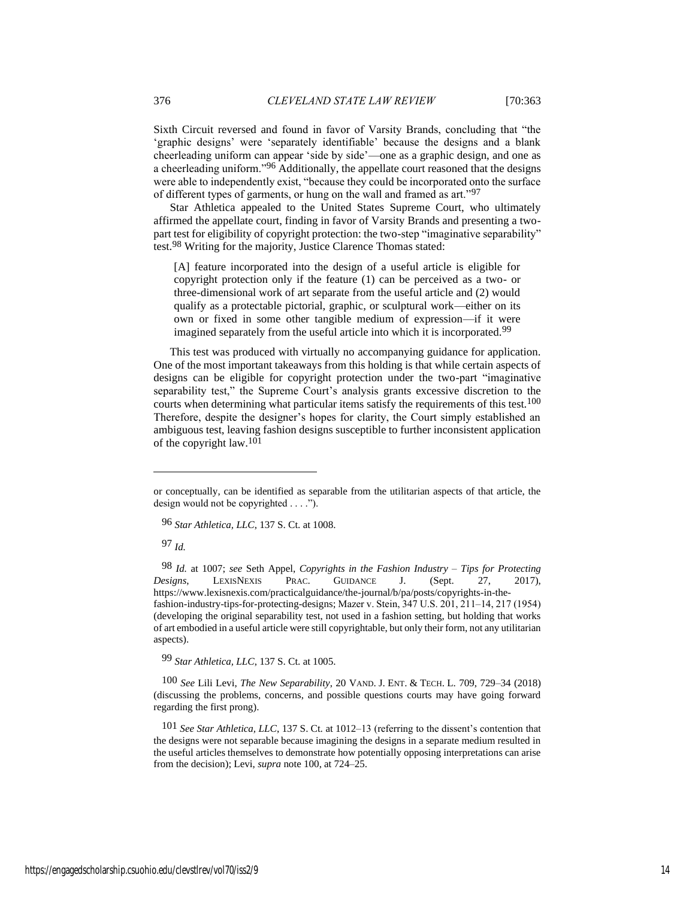Sixth Circuit reversed and found in favor of Varsity Brands, concluding that "the 'graphic designs' were 'separately identifiable' because the designs and a blank cheerleading uniform can appear 'side by side'—one as a graphic design, and one as a cheerleading uniform."[96] Additionally, the appellate court reasoned that the designs were able to independently exist, "because they could be incorporated onto the surface of different types of garments, or hung on the wall and framed as art."[97]

Star Athletica appealed to the United States Supreme Court, who ultimately affirmed the appellate court, finding in favor of Varsity Brands and presenting a two-part test for eligibility of copyright protection: the two-step "imaginative separability" test.[98] Writing for the majority, Justice Clarence Thomas stated:

> [A] feature incorporated into the design of a useful article is eligible for copyright protection only if the feature (1) can be perceived as a two- or three-dimensional work of art separate from the useful article and (2) would qualify as a protectable pictorial, graphic, or sculptural work—either on its own or fixed in some other tangible medium of expression—if it were imagined separately from the useful article into which it is incorporated.[99]

This test was produced with virtually no accompanying guidance for application. One of the most important takeaways from this holding is that while certain aspects of designs can be eligible for copyright protection under the two-part "imaginative separability test," the Supreme Court's analysis grants excessive discretion to the courts when determining what particular items satisfy the requirements of this test.[100] Therefore, despite the designer's hopes for clarity, the Court simply established an ambiguous test, leaving fashion designs susceptible to further inconsistent application of the copyright law.[101]

---

or conceptually, can be identified as separable from the utilitarian aspects of that article, the design would not be copyrighted . . . .").

96 *Star Athletica, LLC*, 137 S. Ct. at 1008.

97 *Id.*

98 *Id.* at 1007; *see* Seth Appel, *Copyrights in the Fashion Industry – Tips for Protecting Designs*, LEXISNEXIS PRAC. GUIDANCE J. (Sept. 27, 2017), https://www.lexisnexis.com/practicalguidance/the-journal/b/pa/posts/copyrights-in-the-fashion-industry-tips-for-protecting-designs; Mazer v. Stein, 347 U.S. 201, 211–14, 217 (1954) (developing the original separability test, not used in a fashion setting, but holding that works of art embodied in a useful article were still copyrightable, but only their form, not any utilitarian aspects).

99 *Star Athletica, LLC*, 137 S. Ct. at 1005.

100 *See* Lili Levi, *The New Separability*, 20 VAND. J. ENT. & TECH. L. 709, 729–34 (2018) (discussing the problems, concerns, and possible questions courts may have going forward regarding the first prong).

101 *See Star Athletica, LLC*, 137 S. Ct. at 1012–13 (referring to the dissent's contention that the designs were not separable because imagining the designs in a separate medium resulted in the useful articles themselves to demonstrate how potentially opposing interpretations can arise from the decision); Levi, *supra* note 100, at 724–25.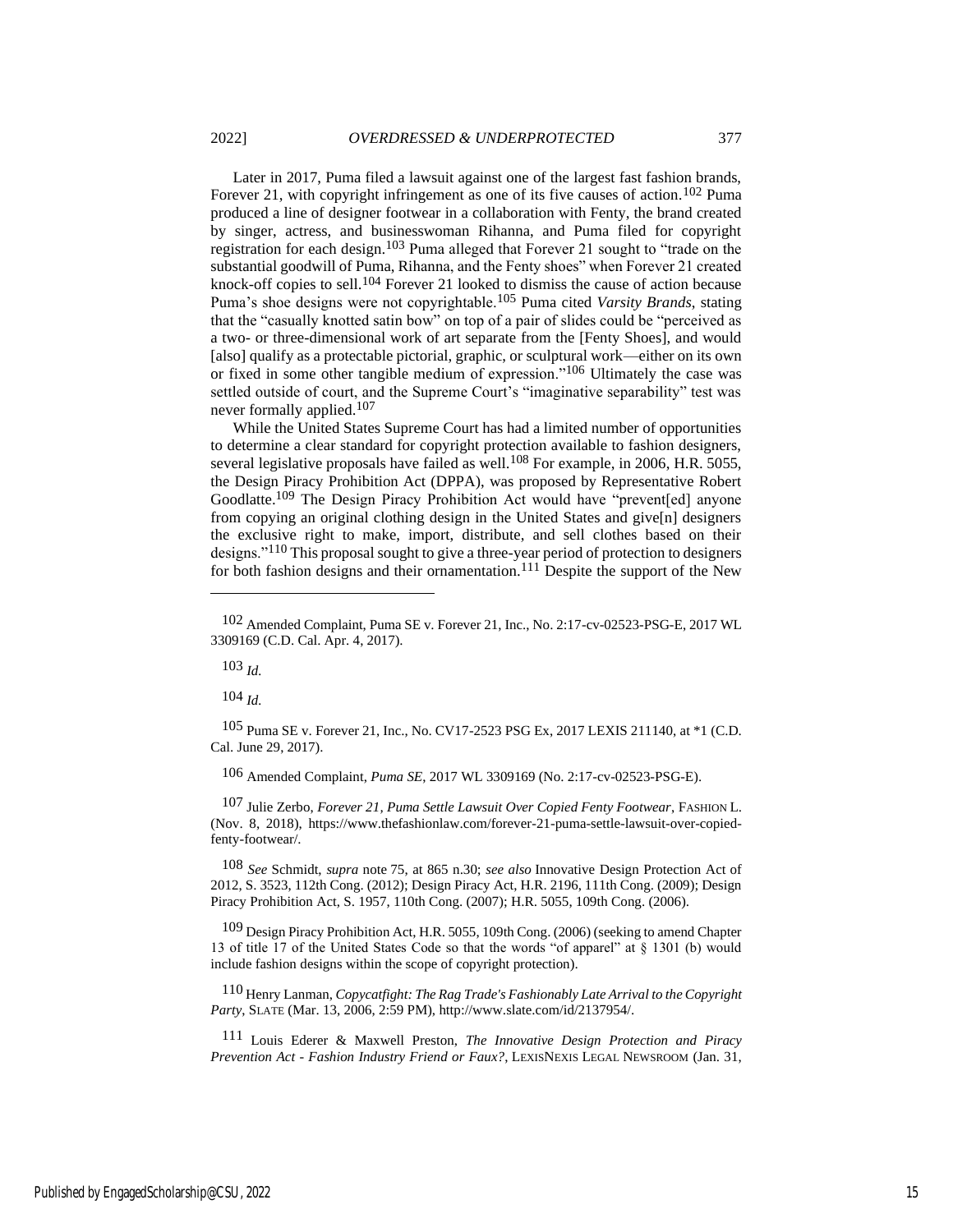Later in 2017, Puma filed a lawsuit against one of the largest fast fashion brands, Forever 21, with copyright infringement as one of its five causes of action.[102] Puma produced a line of designer footwear in a collaboration with Fenty, the brand created by singer, actress, and businesswoman Rihanna, and Puma filed for copyright registration for each design.[103] Puma alleged that Forever 21 sought to "trade on the substantial goodwill of Puma, Rihanna, and the Fenty shoes" when Forever 21 created knock-off copies to sell.[104] Forever 21 looked to dismiss the cause of action because Puma's shoe designs were not copyrightable.[105] Puma cited *Varsity Brands*, stating that the "casually knotted satin bow" on top of a pair of slides could be "perceived as a two- or three-dimensional work of art separate from the [Fenty Shoes], and would [also] qualify as a protectable pictorial, graphic, or sculptural work—either on its own or fixed in some other tangible medium of expression."[106] Ultimately the case was settled outside of court, and the Supreme Court's "imaginative separability" test was never formally applied.[107]

While the United States Supreme Court has had a limited number of opportunities to determine a clear standard for copyright protection available to fashion designers, several legislative proposals have failed as well.[108] For example, in 2006, H.R. 5055, the Design Piracy Prohibition Act (DPPA), was proposed by Representative Robert Goodlatte.[109] The Design Piracy Prohibition Act would have "prevent[ed] anyone from copying an original clothing design in the United States and give[n] designers the exclusive right to make, import, distribute, and sell clothes based on their designs."[110] This proposal sought to give a three-year period of protection to designers for both fashion designs and their ornamentation.[111] Despite the support of the New

---

[102] Amended Complaint, Puma SE v. Forever 21, Inc., No. 2:17-cv-02523-PSG-E, 2017 WL 3309169 (C.D. Cal. Apr. 4, 2017).

[103] *Id.*

[104] *Id.*

[105] Puma SE v. Forever 21, Inc., No. CV17-2523 PSG Ex, 2017 LEXIS 211140, at *1 (C.D. Cal. June 29, 2017).

[106] Amended Complaint, *Puma SE*, 2017 WL 3309169 (No. 2:17-cv-02523-PSG-E).

[107] Julie Zerbo, *Forever 21, Puma Settle Lawsuit Over Copied Fenty Footwear*, FASHION L. (Nov. 8, 2018), https://www.thefashionlaw.com/forever-21-puma-settle-lawsuit-over-copied-fenty-footwear/.

[108] *See* Schmidt, *supra* note 75, at 865 n.30; *see also* Innovative Design Protection Act of 2012, S. 3523, 112th Cong. (2012); Design Piracy Act, H.R. 2196, 111th Cong. (2009); Design Piracy Prohibition Act, S. 1957, 110th Cong. (2007); H.R. 5055, 109th Cong. (2006).

[109] Design Piracy Prohibition Act, H.R. 5055, 109th Cong. (2006) (seeking to amend Chapter 13 of title 17 of the United States Code so that the words "of apparel" at § 1301 (b) would include fashion designs within the scope of copyright protection).

[110] Henry Lanman, *Copycatfight: The Rag Trade's Fashionably Late Arrival to the Copyright Party*, SLATE (Mar. 13, 2006, 2:59 PM), http://www.slate.com/id/2137954/.

[111] Louis Ederer & Maxwell Preston, *The Innovative Design Protection and Piracy Prevention Act - Fashion Industry Friend or Faux?*, LEXISNEXIS LEGAL NEWSROOM (Jan. 31,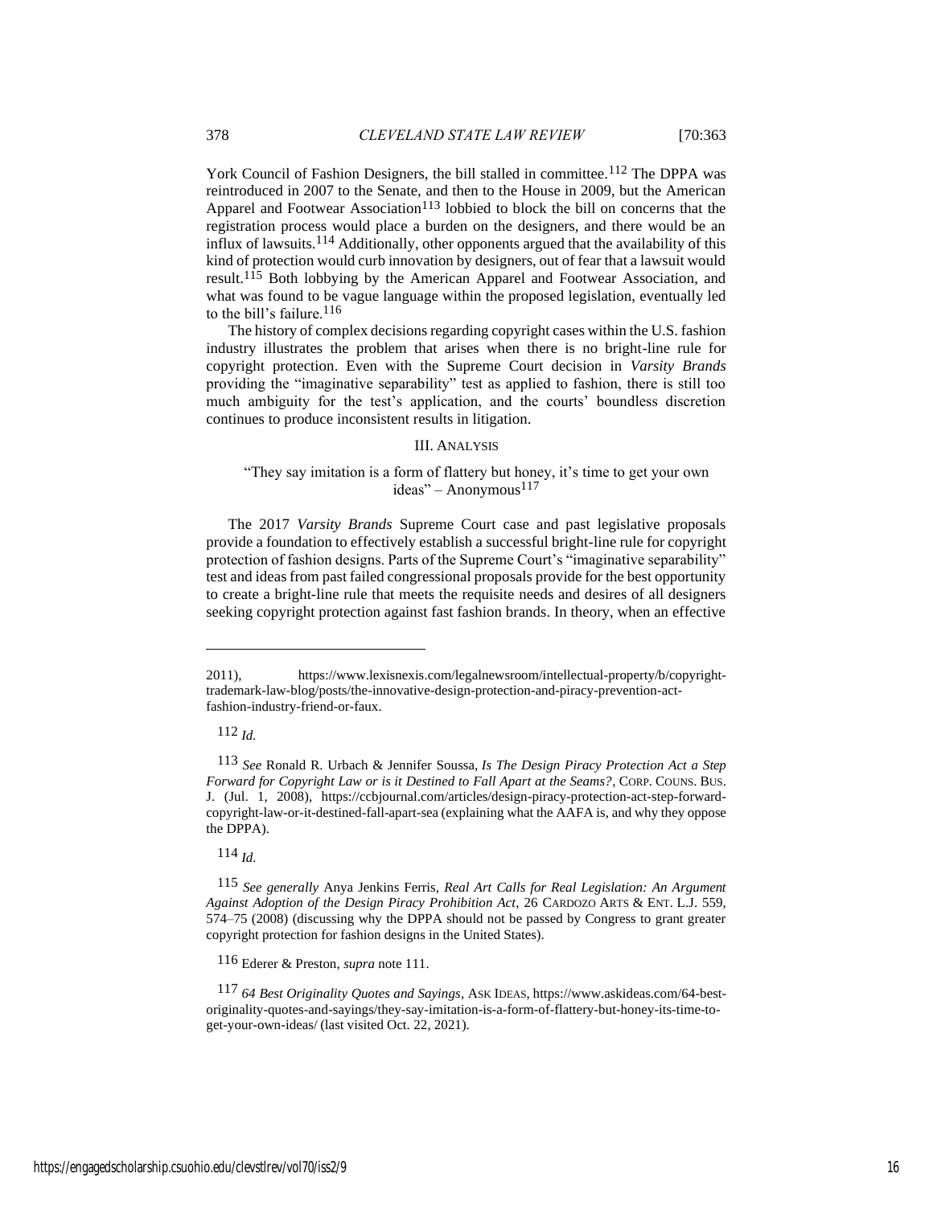York Council of Fashion Designers, the bill stalled in committee.[112] The DPPA was reintroduced in 2007 to the Senate, and then to the House in 2009, but the American Apparel and Footwear Association[113] lobbied to block the bill on concerns that the registration process would place a burden on the designers, and there would be an influx of lawsuits.[114] Additionally, other opponents argued that the availability of this kind of protection would curb innovation by designers, out of fear that a lawsuit would result.[115] Both lobbying by the American Apparel and Footwear Association, and what was found to be vague language within the proposed legislation, eventually led to the bill's failure.[116]

The history of complex decisions regarding copyright cases within the U.S. fashion industry illustrates the problem that arises when there is no bright-line rule for copyright protection. Even with the Supreme Court decision in *Varsity Brands* providing the "imaginative separability" test as applied to fashion, there is still too much ambiguity for the test's application, and the courts' boundless discretion continues to produce inconsistent results in litigation.

## III. Analysis

"They say imitation is a form of flattery but honey, it's time to get your own ideas" – Anonymous[117]

The 2017 *Varsity Brands* Supreme Court case and past legislative proposals provide a foundation to effectively establish a successful bright-line rule for copyright protection of fashion designs. Parts of the Supreme Court's "imaginative separability" test and ideas from past failed congressional proposals provide for the best opportunity to create a bright-line rule that meets the requisite needs and desires of all designers seeking copyright protection against fast fashion brands. In theory, when an effective

---

2011), https://www.lexisnexis.com/legalnewsroom/intellectual-property/b/copyright-trademark-law-blog/posts/the-innovative-design-protection-and-piracy-prevention-act-fashion-industry-friend-or-faux.

112 *Id.*

113 *See* Ronald R. Urbach & Jennifer Soussa, *Is The Design Piracy Protection Act a Step Forward for Copyright Law or is it Destined to Fall Apart at the Seams?*, CORP. COUNS. BUS. J. (Jul. 1, 2008), https://ccbjournal.com/articles/design-piracy-protection-act-step-forward-copyright-law-or-it-destined-fall-apart-sea (explaining what the AAFA is, and why they oppose the DPPA).

114 *Id.*

115 *See generally* Anya Jenkins Ferris, *Real Art Calls for Real Legislation: An Argument Against Adoption of the Design Piracy Prohibition Act*, 26 CARDOZO ARTS & ENT. L.J. 559, 574–75 (2008) (discussing why the DPPA should not be passed by Congress to grant greater copyright protection for fashion designs in the United States).

116 Ederer & Preston, *supra* note 111.

117 *64 Best Originality Quotes and Sayings*, ASK IDEAS, https://www.askideas.com/64-best-originality-quotes-and-sayings/they-say-imitation-is-a-form-of-flattery-but-honey-its-time-to-get-your-own-ideas/ (last visited Oct. 22, 2021).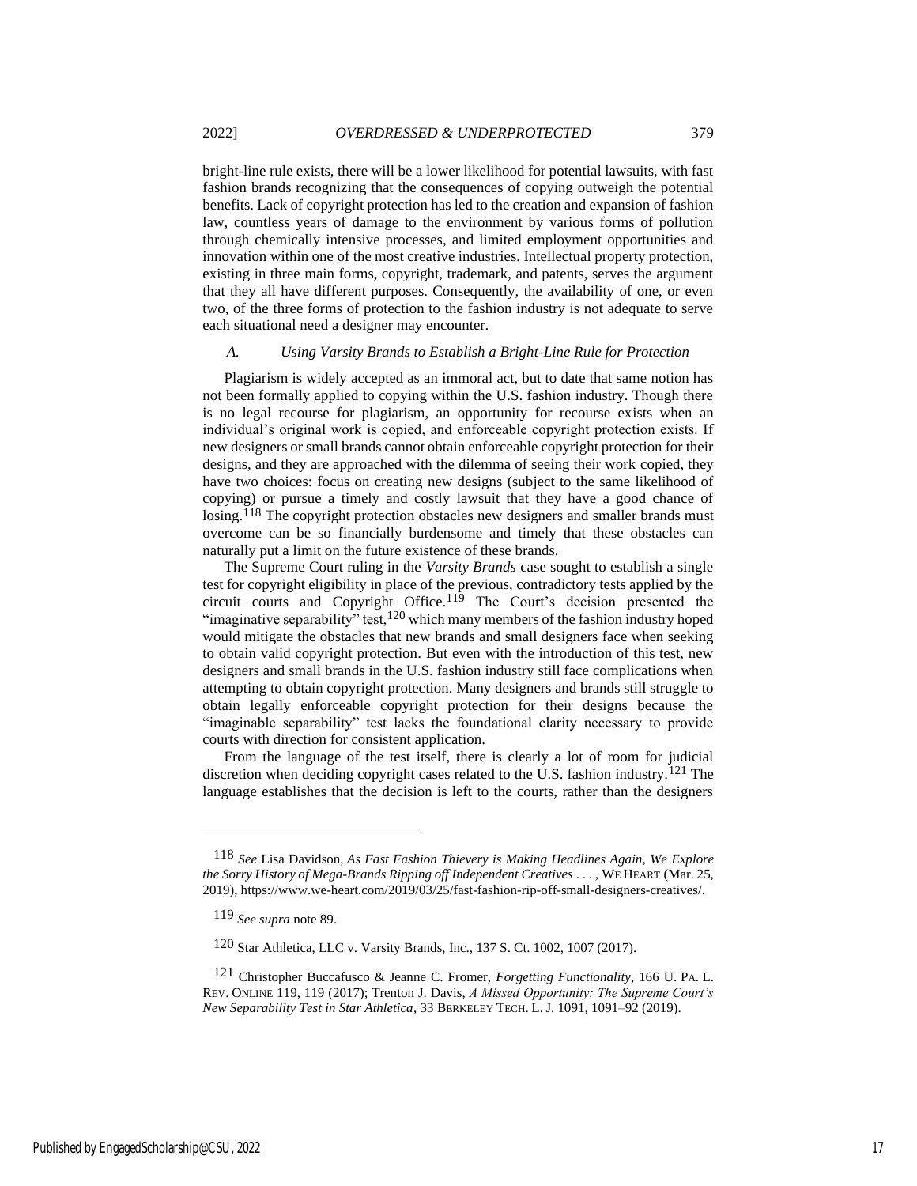bright-line rule exists, there will be a lower likelihood for potential lawsuits, with fast fashion brands recognizing that the consequences of copying outweigh the potential benefits. Lack of copyright protection has led to the creation and expansion of fashion law, countless years of damage to the environment by various forms of pollution through chemically intensive processes, and limited employment opportunities and innovation within one of the most creative industries. Intellectual property protection, existing in three main forms, copyright, trademark, and patents, serves the argument that they all have different purposes. Consequently, the availability of one, or even two, of the three forms of protection to the fashion industry is not adequate to serve each situational need a designer may encounter.

### *A. Using Varsity Brands to Establish a Bright-Line Rule for Protection*

Plagiarism is widely accepted as an immoral act, but to date that same notion has not been formally applied to copying within the U.S. fashion industry. Though there is no legal recourse for plagiarism, an opportunity for recourse exists when an individual's original work is copied, and enforceable copyright protection exists. If new designers or small brands cannot obtain enforceable copyright protection for their designs, and they are approached with the dilemma of seeing their work copied, they have two choices: focus on creating new designs (subject to the same likelihood of copying) or pursue a timely and costly lawsuit that they have a good chance of losing.[118] The copyright protection obstacles new designers and smaller brands must overcome can be so financially burdensome and timely that these obstacles can naturally put a limit on the future existence of these brands.

The Supreme Court ruling in the *Varsity Brands* case sought to establish a single test for copyright eligibility in place of the previous, contradictory tests applied by the circuit courts and Copyright Office.[119] The Court's decision presented the "imaginative separability" test,[120] which many members of the fashion industry hoped would mitigate the obstacles that new brands and small designers face when seeking to obtain valid copyright protection. But even with the introduction of this test, new designers and small brands in the U.S. fashion industry still face complications when attempting to obtain copyright protection. Many designers and brands still struggle to obtain legally enforceable copyright protection for their designs because the "imaginable separability" test lacks the foundational clarity necessary to provide courts with direction for consistent application.

From the language of the test itself, there is clearly a lot of room for judicial discretion when deciding copyright cases related to the U.S. fashion industry.[121] The language establishes that the decision is left to the courts, rather than the designers

---

118 *See* Lisa Davidson, *As Fast Fashion Thievery is Making Headlines Again, We Explore the Sorry History of Mega-Brands Ripping off Independent Creatives . . .* , WE HEART (Mar. 25, 2019), https://www.we-heart.com/2019/03/25/fast-fashion-rip-off-small-designers-creatives/.

119 *See supra* note 89.

120 Star Athletica, LLC v. Varsity Brands, Inc., 137 S. Ct. 1002, 1007 (2017).

121 Christopher Buccafusco & Jeanne C. Fromer, *Forgetting Functionality*, 166 U. PA. L. REV. ONLINE 119, 119 (2017); Trenton J. Davis, *A Missed Opportunity: The Supreme Court's New Separability Test in Star Athletica*, 33 BERKELEY TECH. L. J. 1091, 1091–92 (2019).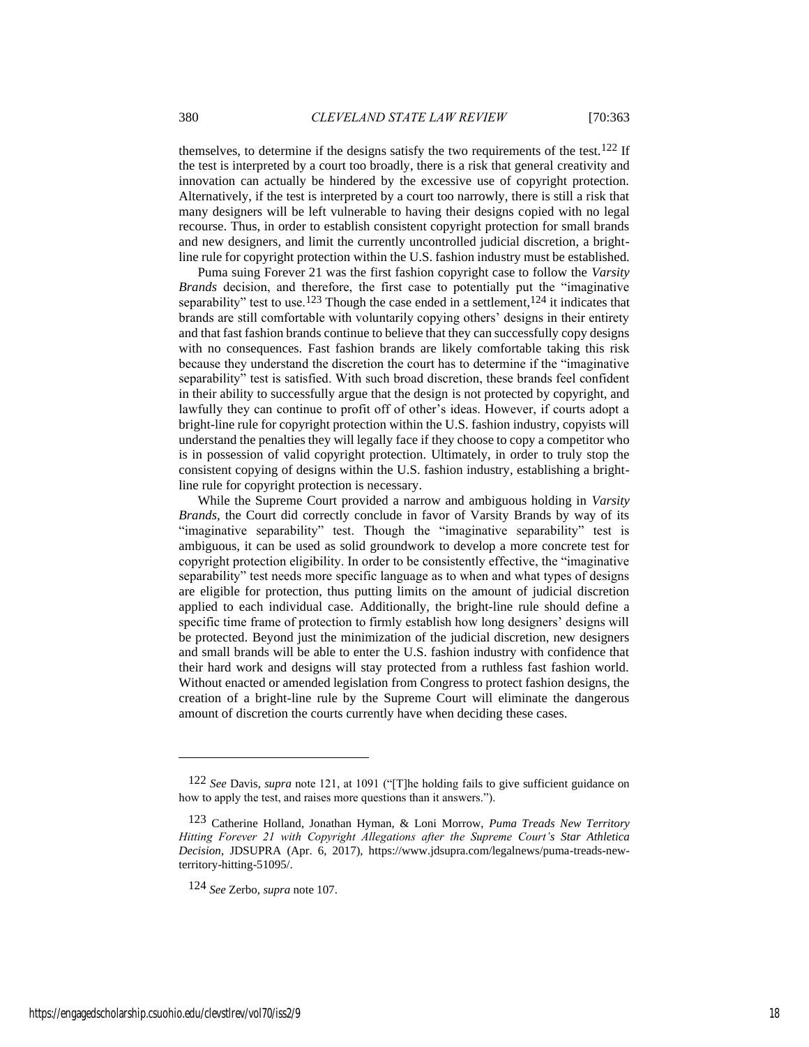themselves, to determine if the designs satisfy the two requirements of the test.[122] If the test is interpreted by a court too broadly, there is a risk that general creativity and innovation can actually be hindered by the excessive use of copyright protection. Alternatively, if the test is interpreted by a court too narrowly, there is still a risk that many designers will be left vulnerable to having their designs copied with no legal recourse. Thus, in order to establish consistent copyright protection for small brands and new designers, and limit the currently uncontrolled judicial discretion, a bright-line rule for copyright protection within the U.S. fashion industry must be established.

Puma suing Forever 21 was the first fashion copyright case to follow the *Varsity Brands* decision, and therefore, the first case to potentially put the "imaginative separability" test to use.[123] Though the case ended in a settlement,[124] it indicates that brands are still comfortable with voluntarily copying others' designs in their entirety and that fast fashion brands continue to believe that they can successfully copy designs with no consequences. Fast fashion brands are likely comfortable taking this risk because they understand the discretion the court has to determine if the "imaginative separability" test is satisfied. With such broad discretion, these brands feel confident in their ability to successfully argue that the design is not protected by copyright, and lawfully they can continue to profit off of other's ideas. However, if courts adopt a bright-line rule for copyright protection within the U.S. fashion industry, copyists will understand the penalties they will legally face if they choose to copy a competitor who is in possession of valid copyright protection. Ultimately, in order to truly stop the consistent copying of designs within the U.S. fashion industry, establishing a bright-line rule for copyright protection is necessary.

While the Supreme Court provided a narrow and ambiguous holding in *Varsity Brands*, the Court did correctly conclude in favor of Varsity Brands by way of its "imaginative separability" test. Though the "imaginative separability" test is ambiguous, it can be used as solid groundwork to develop a more concrete test for copyright protection eligibility. In order to be consistently effective, the "imaginative separability" test needs more specific language as to when and what types of designs are eligible for protection, thus putting limits on the amount of judicial discretion applied to each individual case. Additionally, the bright-line rule should define a specific time frame of protection to firmly establish how long designers' designs will be protected. Beyond just the minimization of the judicial discretion, new designers and small brands will be able to enter the U.S. fashion industry with confidence that their hard work and designs will stay protected from a ruthless fast fashion world. Without enacted or amended legislation from Congress to protect fashion designs, the creation of a bright-line rule by the Supreme Court will eliminate the dangerous amount of discretion the courts currently have when deciding these cases.

---

[122] *See* Davis, *supra* note 121, at 1091 ("[T]he holding fails to give sufficient guidance on how to apply the test, and raises more questions than it answers.").

[123] Catherine Holland, Jonathan Hyman, & Loni Morrow, *Puma Treads New Territory Hitting Forever 21 with Copyright Allegations after the Supreme Court's Star Athletica Decision*, JDSUPRA (Apr. 6, 2017), https://www.jdsupra.com/legalnews/puma-treads-new-territory-hitting-51095/.

[124] *See* Zerbo, *supra* note 107.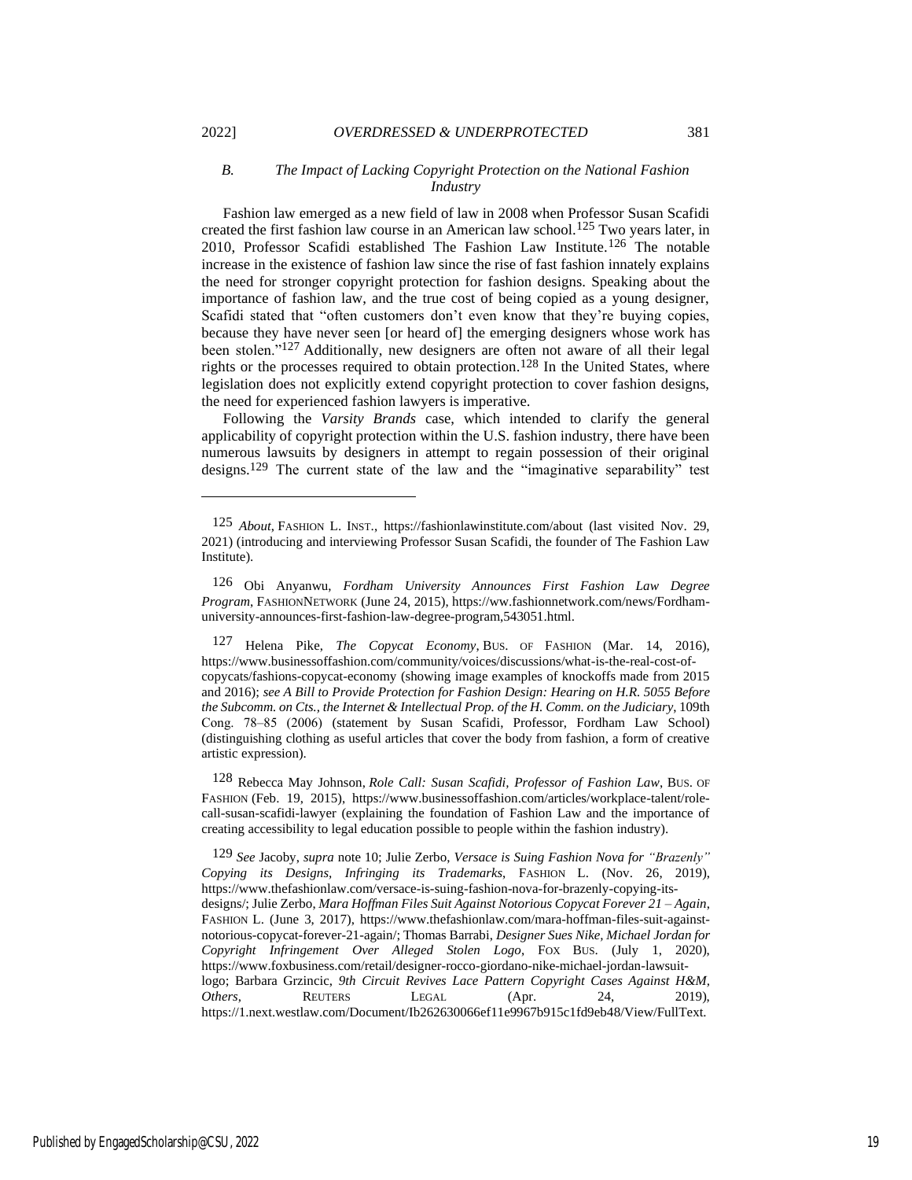### *B. The Impact of Lacking Copyright Protection on the National Fashion Industry*

Fashion law emerged as a new field of law in 2008 when Professor Susan Scafidi created the first fashion law course in an American law school.[125] Two years later, in 2010, Professor Scafidi established The Fashion Law Institute.[126] The notable increase in the existence of fashion law since the rise of fast fashion innately explains the need for stronger copyright protection for fashion designs. Speaking about the importance of fashion law, and the true cost of being copied as a young designer, Scafidi stated that "often customers don't even know that they're buying copies, because they have never seen [or heard of] the emerging designers whose work has been stolen."[127] Additionally, new designers are often not aware of all their legal rights or the processes required to obtain protection.[128] In the United States, where legislation does not explicitly extend copyright protection to cover fashion designs, the need for experienced fashion lawyers is imperative.

Following the *Varsity Brands* case, which intended to clarify the general applicability of copyright protection within the U.S. fashion industry, there have been numerous lawsuits by designers in attempt to regain possession of their original designs.[129] The current state of the law and the "imaginative separability" test

---

[125] *About*, FASHION L. INST., https://fashionlawinstitute.com/about (last visited Nov. 29, 2021) (introducing and interviewing Professor Susan Scafidi, the founder of The Fashion Law Institute).

[126] Obi Anyanwu, *Fordham University Announces First Fashion Law Degree Program*, FASHIONNETWORK (June 24, 2015), https://ww.fashionnetwork.com/news/Fordham-university-announces-first-fashion-law-degree-program,543051.html.

[127] Helena Pike, *The Copycat Economy*, BUS. OF FASHION (Mar. 14, 2016), https://www.businessoffashion.com/community/voices/discussions/what-is-the-real-cost-of-copycats/fashions-copycat-economy (showing image examples of knockoffs made from 2015 and 2016); *see A Bill to Provide Protection for Fashion Design: Hearing on H.R. 5055 Before the Subcomm. on Cts., the Internet & Intellectual Prop. of the H. Comm. on the Judiciary*, 109th Cong. 78–85 (2006) (statement by Susan Scafidi, Professor, Fordham Law School) (distinguishing clothing as useful articles that cover the body from fashion, a form of creative artistic expression).

[128] Rebecca May Johnson, *Role Call: Susan Scafidi, Professor of Fashion Law*, BUS. OF FASHION (Feb. 19, 2015), https://www.businessoffashion.com/articles/workplace-talent/role-call-susan-scafidi-lawyer (explaining the foundation of Fashion Law and the importance of creating accessibility to legal education possible to people within the fashion industry).

[129] *See* Jacoby, *supra* note 10; Julie Zerbo, *Versace is Suing Fashion Nova for "Brazenly" Copying its Designs, Infringing its Trademarks*, FASHION L. (Nov. 26, 2019), https://www.thefashionlaw.com/versace-is-suing-fashion-nova-for-brazenly-copying-its-designs/; Julie Zerbo, *Mara Hoffman Files Suit Against Notorious Copycat Forever 21 – Again*, FASHION L. (June 3, 2017), https://www.thefashionlaw.com/mara-hoffman-files-suit-against-notorious-copycat-forever-21-again/; Thomas Barrabi, *Designer Sues Nike, Michael Jordan for Copyright Infringement Over Alleged Stolen Logo*, FOX BUS. (July 1, 2020), https://www.foxbusiness.com/retail/designer-rocco-giordano-nike-michael-jordan-lawsuit-logo; Barbara Grzincic, *9th Circuit Revives Lace Pattern Copyright Cases Against H&M, Others*, REUTERS LEGAL (Apr. 24, 2019), https://1.next.westlaw.com/Document/Ib262630066ef11e9967b915c1fd9eb48/View/FullText.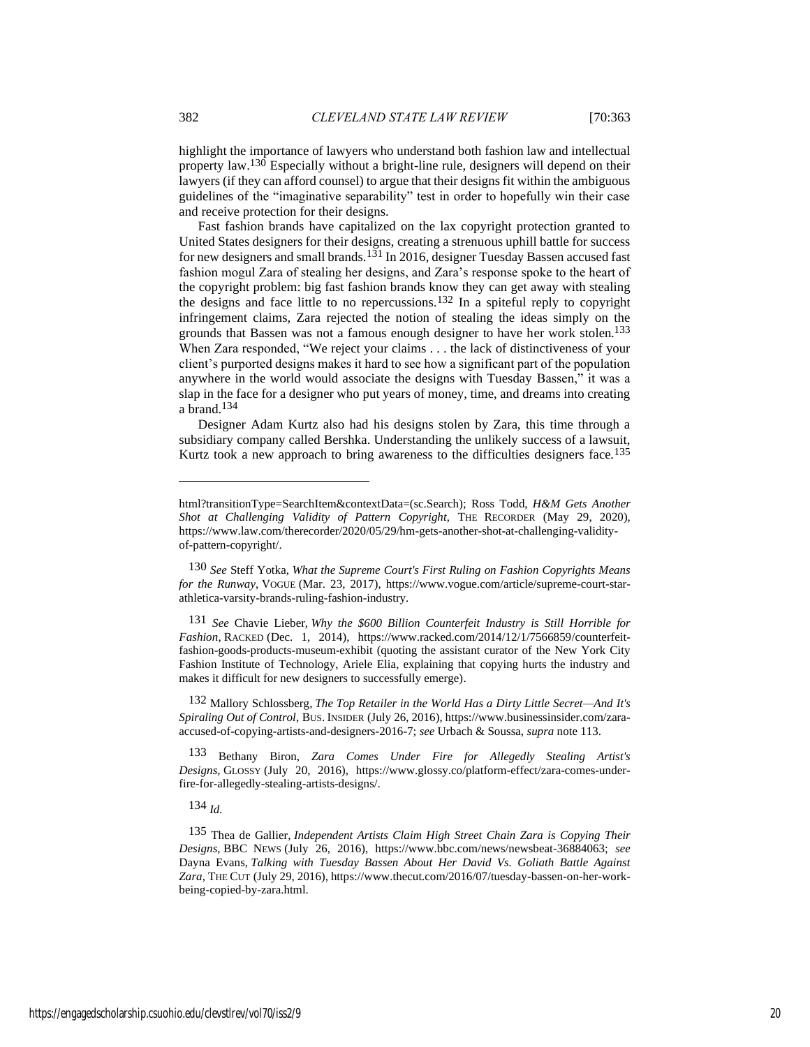highlight the importance of lawyers who understand both fashion law and intellectual property law.[130] Especially without a bright-line rule, designers will depend on their lawyers (if they can afford counsel) to argue that their designs fit within the ambiguous guidelines of the "imaginative separability" test in order to hopefully win their case and receive protection for their designs.

Fast fashion brands have capitalized on the lax copyright protection granted to United States designers for their designs, creating a strenuous uphill battle for success for new designers and small brands.[131] In 2016, designer Tuesday Bassen accused fast fashion mogul Zara of stealing her designs, and Zara's response spoke to the heart of the copyright problem: big fast fashion brands know they can get away with stealing the designs and face little to no repercussions.[132] In a spiteful reply to copyright infringement claims, Zara rejected the notion of stealing the ideas simply on the grounds that Bassen was not a famous enough designer to have her work stolen.[133] When Zara responded, "We reject your claims . . . the lack of distinctiveness of your client's purported designs makes it hard to see how a significant part of the population anywhere in the world would associate the designs with Tuesday Bassen," it was a slap in the face for a designer who put years of money, time, and dreams into creating a brand.[134]

Designer Adam Kurtz also had his designs stolen by Zara, this time through a subsidiary company called Bershka. Understanding the unlikely success of a lawsuit, Kurtz took a new approach to bring awareness to the difficulties designers face.[135]

---

html?transitionType=SearchItem&contextData=(sc.Search); Ross Todd, *H&M Gets Another Shot at Challenging Validity of Pattern Copyright*, THE RECORDER (May 29, 2020), https://www.law.com/therecorder/2020/05/29/hm-gets-another-shot-at-challenging-validity-of-pattern-copyright/.

[130] *See* Steff Yotka, *What the Supreme Court's First Ruling on Fashion Copyrights Means for the Runway*, VOGUE (Mar. 23, 2017), https://www.vogue.com/article/supreme-court-star-athletica-varsity-brands-ruling-fashion-industry.

[131] *See* Chavie Lieber, *Why the $600 Billion Counterfeit Industry is Still Horrible for Fashion*, RACKED (Dec. 1, 2014), https://www.racked.com/2014/12/1/7566859/counterfeit-fashion-goods-products-museum-exhibit (quoting the assistant curator of the New York City Fashion Institute of Technology, Ariele Elia, explaining that copying hurts the industry and makes it difficult for new designers to successfully emerge).

[132] Mallory Schlossberg, *The Top Retailer in the World Has a Dirty Little Secret—And It's Spiraling Out of Control*, BUS. INSIDER (July 26, 2016), https://www.businessinsider.com/zara-accused-of-copying-artists-and-designers-2016-7; *see* Urbach & Soussa, *supra* note 113.

[133] Bethany Biron, *Zara Comes Under Fire for Allegedly Stealing Artist's Designs*, GLOSSY (July 20, 2016), https://www.glossy.co/platform-effect/zara-comes-under-fire-for-allegedly-stealing-artists-designs/.

[134] *Id.*

[135] Thea de Gallier, *Independent Artists Claim High Street Chain Zara is Copying Their Designs*, BBC NEWS (July 26, 2016), https://www.bbc.com/news/newsbeat-36884063; *see* Dayna Evans, *Talking with Tuesday Bassen About Her David Vs. Goliath Battle Against Zara*, THE CUT (July 29, 2016), https://www.thecut.com/2016/07/tuesday-bassen-on-her-work-being-copied-by-zara.html.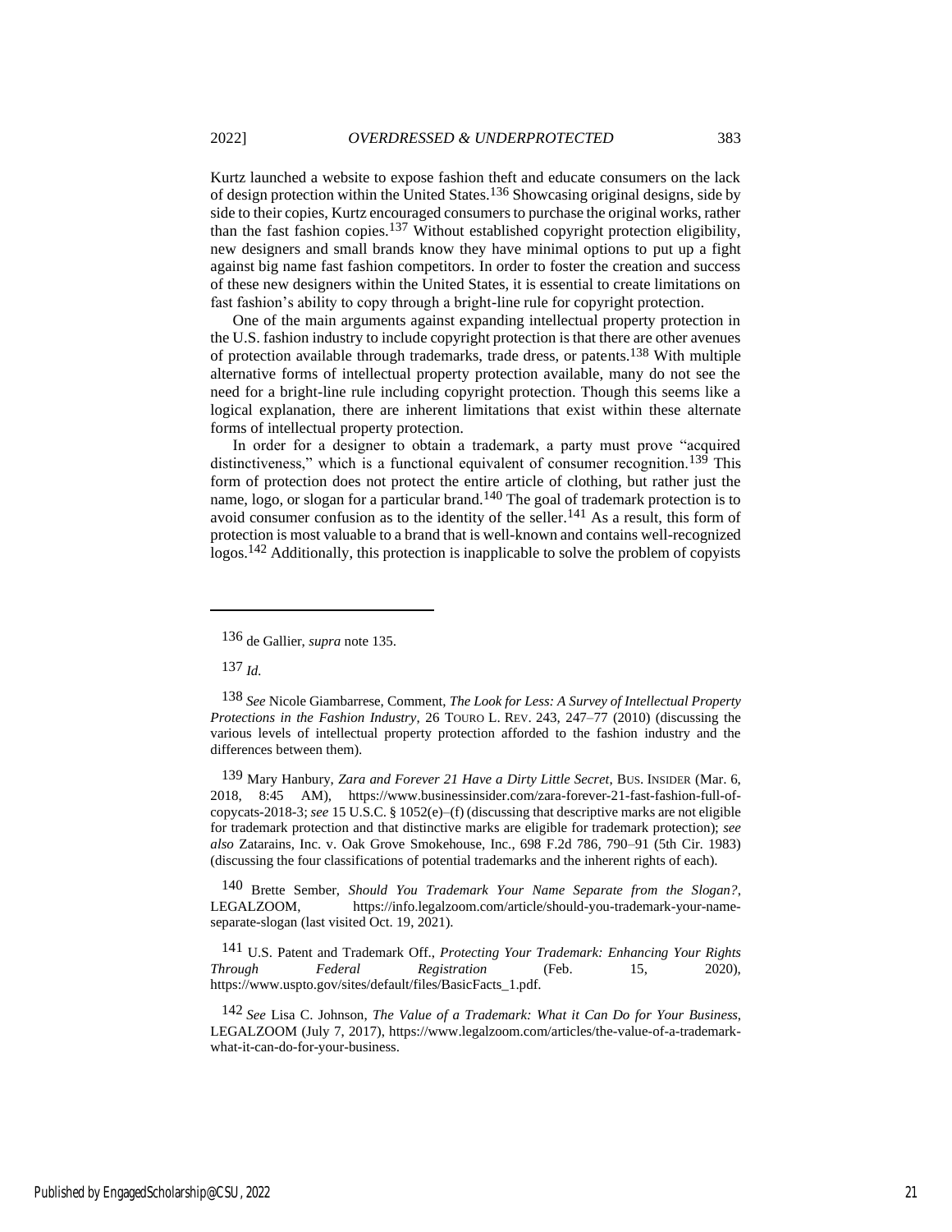Kurtz launched a website to expose fashion theft and educate consumers on the lack of design protection within the United States.[136] Showcasing original designs, side by side to their copies, Kurtz encouraged consumers to purchase the original works, rather than the fast fashion copies.[137] Without established copyright protection eligibility, new designers and small brands know they have minimal options to put up a fight against big name fast fashion competitors. In order to foster the creation and success of these new designers within the United States, it is essential to create limitations on fast fashion's ability to copy through a bright-line rule for copyright protection.

One of the main arguments against expanding intellectual property protection in the U.S. fashion industry to include copyright protection is that there are other avenues of protection available through trademarks, trade dress, or patents.[138] With multiple alternative forms of intellectual property protection available, many do not see the need for a bright-line rule including copyright protection. Though this seems like a logical explanation, there are inherent limitations that exist within these alternate forms of intellectual property protection.

In order for a designer to obtain a trademark, a party must prove "acquired distinctiveness," which is a functional equivalent of consumer recognition.[139] This form of protection does not protect the entire article of clothing, but rather just the name, logo, or slogan for a particular brand.[140] The goal of trademark protection is to avoid consumer confusion as to the identity of the seller.[141] As a result, this form of protection is most valuable to a brand that is well-known and contains well-recognized logos.[142] Additionally, this protection is inapplicable to solve the problem of copyists

---

[136] de Gallier, *supra* note 135.

[137] *Id.*

[138] *See* Nicole Giambarrese, Comment, *The Look for Less: A Survey of Intellectual Property Protections in the Fashion Industry*, 26 TOURO L. REV. 243, 247–77 (2010) (discussing the various levels of intellectual property protection afforded to the fashion industry and the differences between them).

[139] Mary Hanbury, *Zara and Forever 21 Have a Dirty Little Secret*, BUS. INSIDER (Mar. 6, 2018, 8:45 AM), https://www.businessinsider.com/zara-forever-21-fast-fashion-full-of-copycats-2018-3; *see* 15 U.S.C. § 1052(e)–(f) (discussing that descriptive marks are not eligible for trademark protection and that distinctive marks are eligible for trademark protection); *see also* Zatarains, Inc. v. Oak Grove Smokehouse, Inc., 698 F.2d 786, 790–91 (5th Cir. 1983) (discussing the four classifications of potential trademarks and the inherent rights of each).

[140] Brette Sember, *Should You Trademark Your Name Separate from the Slogan?*, LEGALZOOM, https://info.legalzoom.com/article/should-you-trademark-your-name-separate-slogan (last visited Oct. 19, 2021).

[141] U.S. Patent and Trademark Off., *Protecting Your Trademark: Enhancing Your Rights Through Federal Registration* (Feb. 15, 2020), https://www.uspto.gov/sites/default/files/BasicFacts_1.pdf.

[142] *See* Lisa C. Johnson, *The Value of a Trademark: What it Can Do for Your Business*, LEGALZOOM (July 7, 2017), https://www.legalzoom.com/articles/the-value-of-a-trademark-what-it-can-do-for-your-business.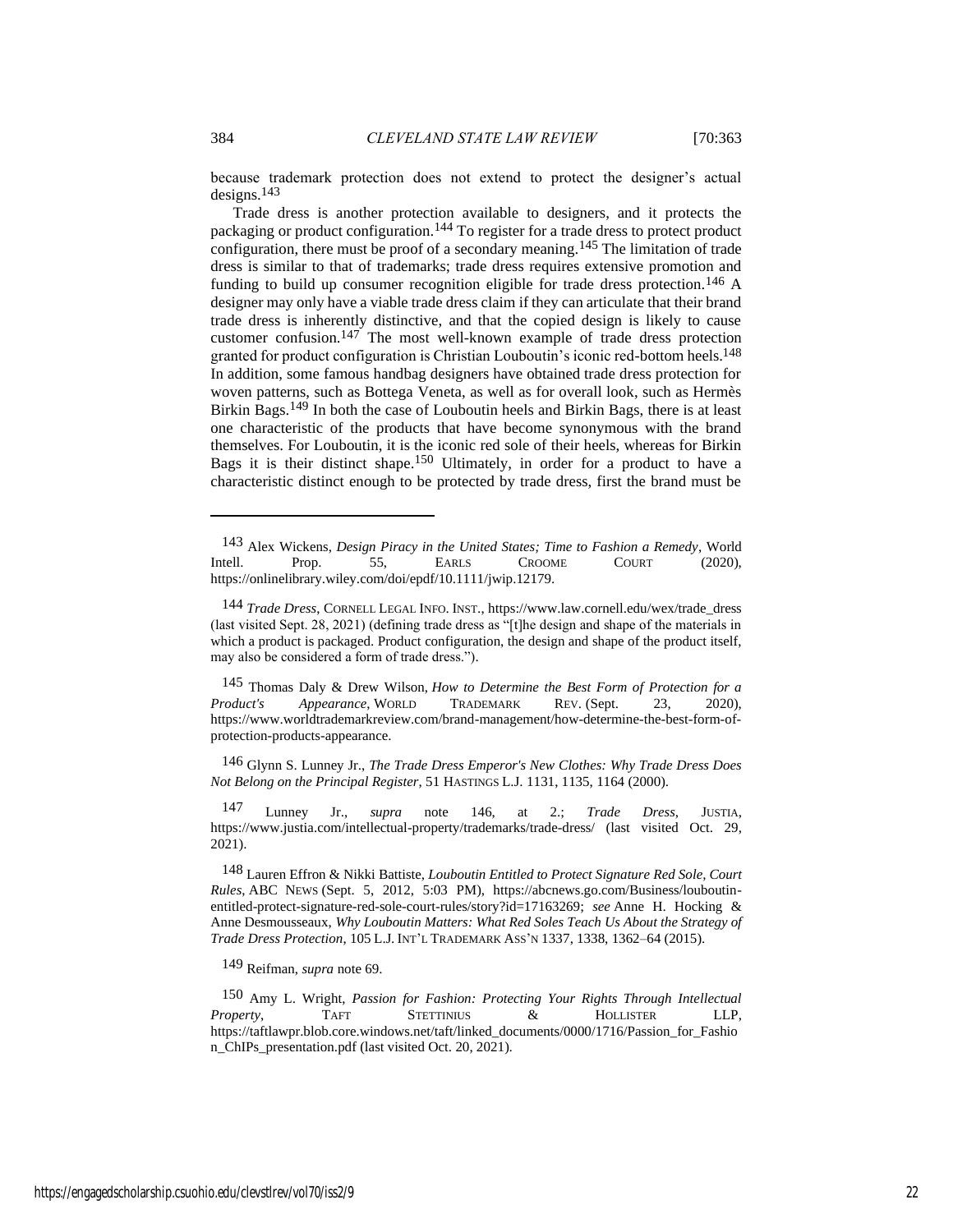because trademark protection does not extend to protect the designer's actual designs.[143]

Trade dress is another protection available to designers, and it protects the packaging or product configuration.[144] To register for a trade dress to protect product configuration, there must be proof of a secondary meaning.[145] The limitation of trade dress is similar to that of trademarks; trade dress requires extensive promotion and funding to build up consumer recognition eligible for trade dress protection.[146] A designer may only have a viable trade dress claim if they can articulate that their brand trade dress is inherently distinctive, and that the copied design is likely to cause customer confusion.[147] The most well-known example of trade dress protection granted for product configuration is Christian Louboutin's iconic red-bottom heels.[148] In addition, some famous handbag designers have obtained trade dress protection for woven patterns, such as Bottega Veneta, as well as for overall look, such as Hermès Birkin Bags.[149] In both the case of Louboutin heels and Birkin Bags, there is at least one characteristic of the products that have become synonymous with the brand themselves. For Louboutin, it is the iconic red sole of their heels, whereas for Birkin Bags it is their distinct shape.[150] Ultimately, in order for a product to have a characteristic distinct enough to be protected by trade dress, first the brand must be

---

[143] Alex Wickens, *Design Piracy in the United States; Time to Fashion a Remedy*, World Intell. Prop. 55, EARLS CROOME COURT (2020), https://onlinelibrary.wiley.com/doi/epdf/10.1111/jwip.12179.

[144] *Trade Dress*, CORNELL LEGAL INFO. INST., https://www.law.cornell.edu/wex/trade_dress (last visited Sept. 28, 2021) (defining trade dress as "[t]he design and shape of the materials in which a product is packaged. Product configuration, the design and shape of the product itself, may also be considered a form of trade dress.").

[145] Thomas Daly & Drew Wilson, *How to Determine the Best Form of Protection for a Product's Appearance*, WORLD TRADEMARK REV. (Sept. 23, 2020), https://www.worldtrademarkreview.com/brand-management/how-determine-the-best-form-of-protection-products-appearance.

[146] Glynn S. Lunney Jr., *The Trade Dress Emperor's New Clothes: Why Trade Dress Does Not Belong on the Principal Register*, 51 HASTINGS L.J. 1131, 1135, 1164 (2000).

[147] Lunney Jr., *supra* note 146, at 2.; *Trade Dress*, JUSTIA, https://www.justia.com/intellectual-property/trademarks/trade-dress/ (last visited Oct. 29, 2021).

[148] Lauren Effron & Nikki Battiste, *Louboutin Entitled to Protect Signature Red Sole, Court Rules*, ABC NEWS (Sept. 5, 2012, 5:03 PM), https://abcnews.go.com/Business/louboutin-entitled-protect-signature-red-sole-court-rules/story?id=17163269; *see* Anne H. Hocking & Anne Desmousseaux, *Why Louboutin Matters: What Red Soles Teach Us About the Strategy of Trade Dress Protection*, 105 L.J. INT'L TRADEMARK ASS'N 1337, 1338, 1362–64 (2015).

[149] Reifman, *supra* note 69.

[150] Amy L. Wright, *Passion for Fashion: Protecting Your Rights Through Intellectual Property*, TAFT STETTINIUS & HOLLISTER LLP, https://taftlawpr.blob.core.windows.net/taft/linked_documents/0000/1716/Passion_for_Fashion_ChIPs_presentation.pdf (last visited Oct. 20, 2021).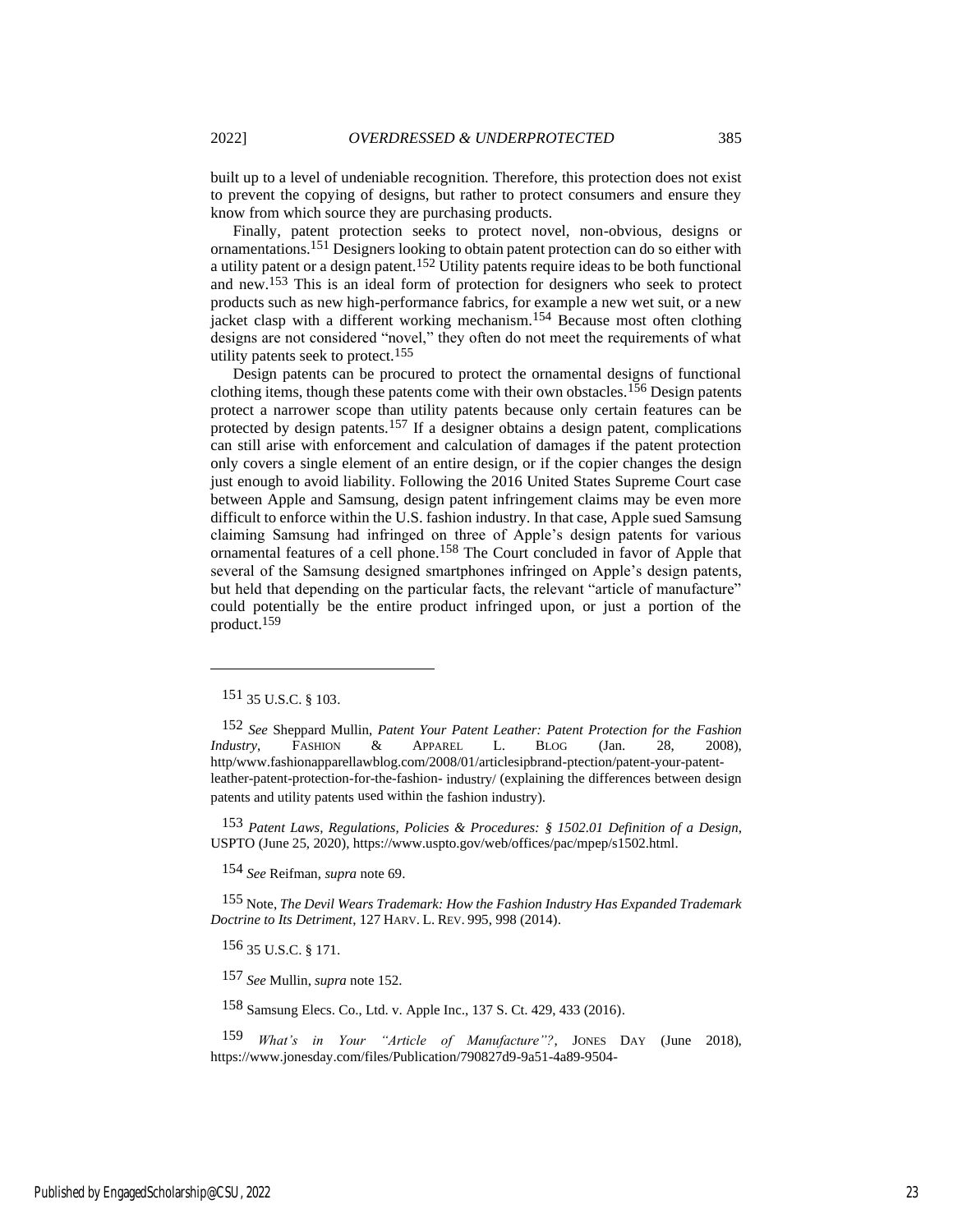built up to a level of undeniable recognition. Therefore, this protection does not exist to prevent the copying of designs, but rather to protect consumers and ensure they know from which source they are purchasing products.

Finally, patent protection seeks to protect novel, non-obvious, designs or ornamentations.[151] Designers looking to obtain patent protection can do so either with a utility patent or a design patent.[152] Utility patents require ideas to be both functional and new.[153] This is an ideal form of protection for designers who seek to protect products such as new high-performance fabrics, for example a new wet suit, or a new jacket clasp with a different working mechanism.[154] Because most often clothing designs are not considered "novel," they often do not meet the requirements of what utility patents seek to protect.[155]

Design patents can be procured to protect the ornamental designs of functional clothing items, though these patents come with their own obstacles.[156] Design patents protect a narrower scope than utility patents because only certain features can be protected by design patents.[157] If a designer obtains a design patent, complications can still arise with enforcement and calculation of damages if the patent protection only covers a single element of an entire design, or if the copier changes the design just enough to avoid liability. Following the 2016 United States Supreme Court case between Apple and Samsung, design patent infringement claims may be even more difficult to enforce within the U.S. fashion industry. In that case, Apple sued Samsung claiming Samsung had infringed on three of Apple's design patents for various ornamental features of a cell phone.[158] The Court concluded in favor of Apple that several of the Samsung designed smartphones infringed on Apple's design patents, but held that depending on the particular facts, the relevant "article of manufacture" could potentially be the entire product infringed upon, or just a portion of the product.[159]

---

[151] 35 U.S.C. § 103.

[152] *See* Sheppard Mullin, *Patent Your Patent Leather: Patent Protection for the Fashion Industry*, FASHION & APPAREL L. BLOG (Jan. 28, 2008), http/www.fashionapparellawblog.com/2008/01/articlesipbrand-ptection/patent-your-patent-leather-patent-protection-for-the-fashion- industry/ (explaining the differences between design patents and utility patents used within the fashion industry).

[153] *Patent Laws, Regulations, Policies & Procedures: § 1502.01 Definition of a Design*, USPTO (June 25, 2020), https://www.uspto.gov/web/offices/pac/mpep/s1502.html.

[154] *See* Reifman, *supra* note 69.

[155] Note, *The Devil Wears Trademark: How the Fashion Industry Has Expanded Trademark Doctrine to Its Detriment*, 127 HARV. L. REV. 995, 998 (2014).

[156] 35 U.S.C. § 171.

[157] *See* Mullin, *supra* note 152.

[158] Samsung Elecs. Co., Ltd. v. Apple Inc., 137 S. Ct. 429, 433 (2016).

[159] *What's in Your "Article of Manufacture"?*, JONES DAY (June 2018), https://www.jonesday.com/files/Publication/790827d9-9a51-4a89-9504-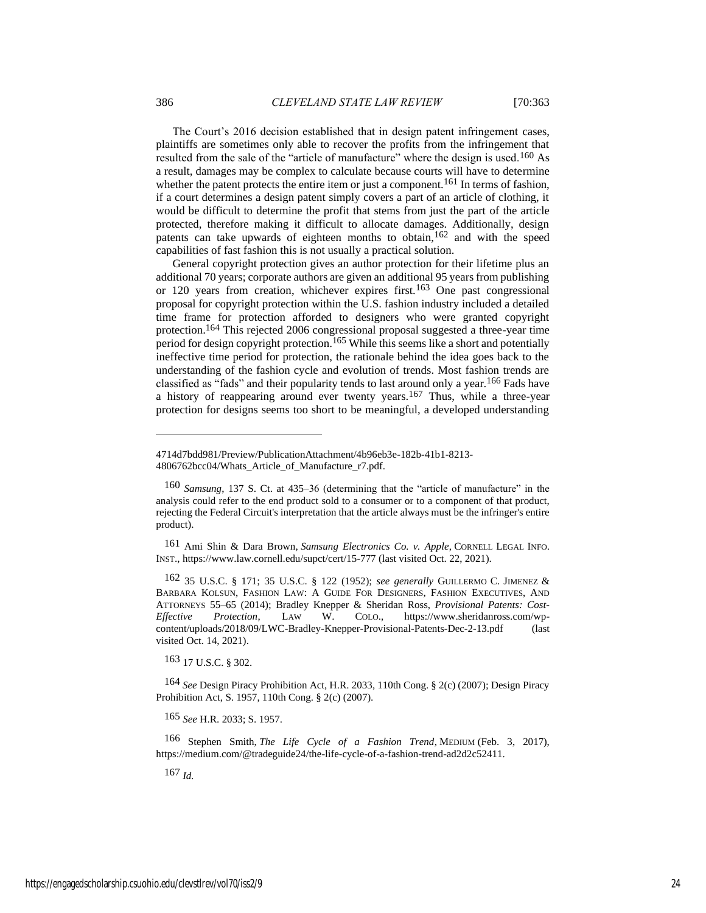The Court's 2016 decision established that in design patent infringement cases, plaintiffs are sometimes only able to recover the profits from the infringement that resulted from the sale of the "article of manufacture" where the design is used.[160] As a result, damages may be complex to calculate because courts will have to determine whether the patent protects the entire item or just a component.[161] In terms of fashion, if a court determines a design patent simply covers a part of an article of clothing, it would be difficult to determine the profit that stems from just the part of the article protected, therefore making it difficult to allocate damages. Additionally, design patents can take upwards of eighteen months to obtain,[162] and with the speed capabilities of fast fashion this is not usually a practical solution.

General copyright protection gives an author protection for their lifetime plus an additional 70 years; corporate authors are given an additional 95 years from publishing or 120 years from creation, whichever expires first.[163] One past congressional proposal for copyright protection within the U.S. fashion industry included a detailed time frame for protection afforded to designers who were granted copyright protection.[164] This rejected 2006 congressional proposal suggested a three-year time period for design copyright protection.[165] While this seems like a short and potentially ineffective time period for protection, the rationale behind the idea goes back to the understanding of the fashion cycle and evolution of trends. Most fashion trends are classified as "fads" and their popularity tends to last around only a year.[166] Fads have a history of reappearing around ever twenty years.[167] Thus, while a three-year protection for designs seems too short to be meaningful, a developed understanding

---

4714d7bdd981/Preview/PublicationAttachment/4b96eb3e-182b-41b1-8213-4806762bcc04/Whats_Article_of_Manufacture_r7.pdf.

160 *Samsung*, 137 S. Ct. at 435–36 (determining that the "article of manufacture" in the analysis could refer to the end product sold to a consumer or to a component of that product, rejecting the Federal Circuit's interpretation that the article always must be the infringer's entire product).

161 Ami Shin & Dara Brown, *Samsung Electronics Co. v. Apple*, CORNELL LEGAL INFO. INST., https://www.law.cornell.edu/supct/cert/15-777 (last visited Oct. 22, 2021).

162 35 U.S.C. § 171; 35 U.S.C. § 122 (1952); *see generally* GUILLERMO C. JIMENEZ & BARBARA KOLSUN, FASHION LAW: A GUIDE FOR DESIGNERS, FASHION EXECUTIVES, AND ATTORNEYS 55–65 (2014); Bradley Knepper & Sheridan Ross, *Provisional Patents: Cost-Effective Protection*, LAW W. COLO., https://www.sheridanross.com/wp-content/uploads/2018/09/LWC-Bradley-Knepper-Provisional-Patents-Dec-2-13.pdf (last visited Oct. 14, 2021).

163 17 U.S.C. § 302.

164 *See* Design Piracy Prohibition Act, H.R. 2033, 110th Cong. § 2(c) (2007); Design Piracy Prohibition Act, S. 1957, 110th Cong. § 2(c) (2007).

165 *See* H.R. 2033; S. 1957.

166 Stephen Smith, *The Life Cycle of a Fashion Trend*, MEDIUM (Feb. 3, 2017), https://medium.com/@tradeguide24/the-life-cycle-of-a-fashion-trend-ad2d2c52411.

167 *Id.*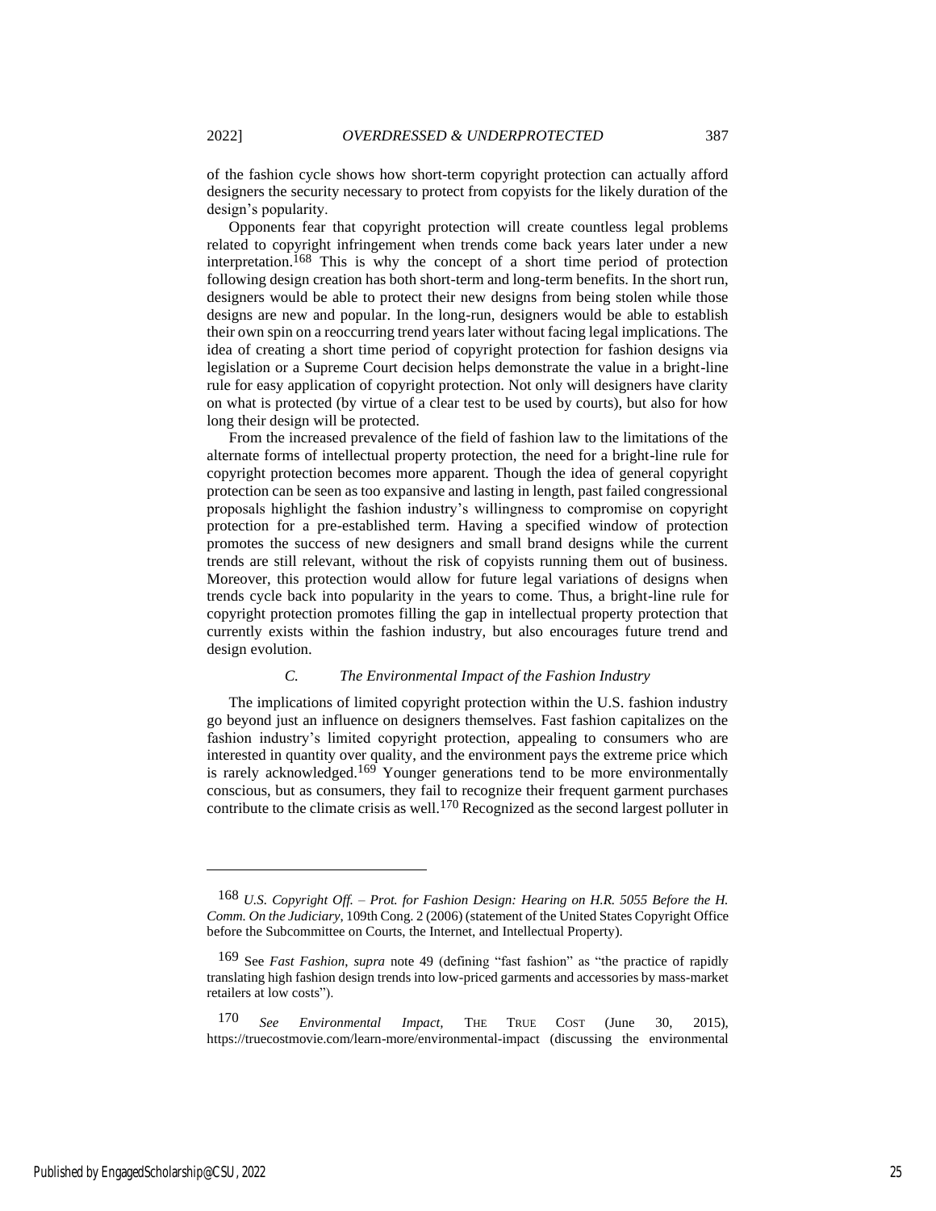of the fashion cycle shows how short-term copyright protection can actually afford designers the security necessary to protect from copyists for the likely duration of the design's popularity.

Opponents fear that copyright protection will create countless legal problems related to copyright infringement when trends come back years later under a new interpretation.[168] This is why the concept of a short time period of protection following design creation has both short-term and long-term benefits. In the short run, designers would be able to protect their new designs from being stolen while those designs are new and popular. In the long-run, designers would be able to establish their own spin on a reoccurring trend years later without facing legal implications. The idea of creating a short time period of copyright protection for fashion designs via legislation or a Supreme Court decision helps demonstrate the value in a bright-line rule for easy application of copyright protection. Not only will designers have clarity on what is protected (by virtue of a clear test to be used by courts), but also for how long their design will be protected.

From the increased prevalence of the field of fashion law to the limitations of the alternate forms of intellectual property protection, the need for a bright-line rule for copyright protection becomes more apparent. Though the idea of general copyright protection can be seen as too expansive and lasting in length, past failed congressional proposals highlight the fashion industry's willingness to compromise on copyright protection for a pre-established term. Having a specified window of protection promotes the success of new designers and small brand designs while the current trends are still relevant, without the risk of copyists running them out of business. Moreover, this protection would allow for future legal variations of designs when trends cycle back into popularity in the years to come. Thus, a bright-line rule for copyright protection promotes filling the gap in intellectual property protection that currently exists within the fashion industry, but also encourages future trend and design evolution.

### *C. The Environmental Impact of the Fashion Industry*

The implications of limited copyright protection within the U.S. fashion industry go beyond just an influence on designers themselves. Fast fashion capitalizes on the fashion industry's limited copyright protection, appealing to consumers who are interested in quantity over quality, and the environment pays the extreme price which is rarely acknowledged.[169] Younger generations tend to be more environmentally conscious, but as consumers, they fail to recognize their frequent garment purchases contribute to the climate crisis as well.[170] Recognized as the second largest polluter in

---

168 *U.S. Copyright Off. – Prot. for Fashion Design: Hearing on H.R. 5055 Before the H. Comm. On the Judiciary*, 109th Cong. 2 (2006) (statement of the United States Copyright Office before the Subcommittee on Courts, the Internet, and Intellectual Property).

169 See *Fast Fashion*, *supra* note 49 (defining "fast fashion" as "the practice of rapidly translating high fashion design trends into low-priced garments and accessories by mass-market retailers at low costs").

170 *See Environmental Impact*, THE TRUE COST (June 30, 2015), https://truecostmovie.com/learn-more/environmental-impact (discussing the environmental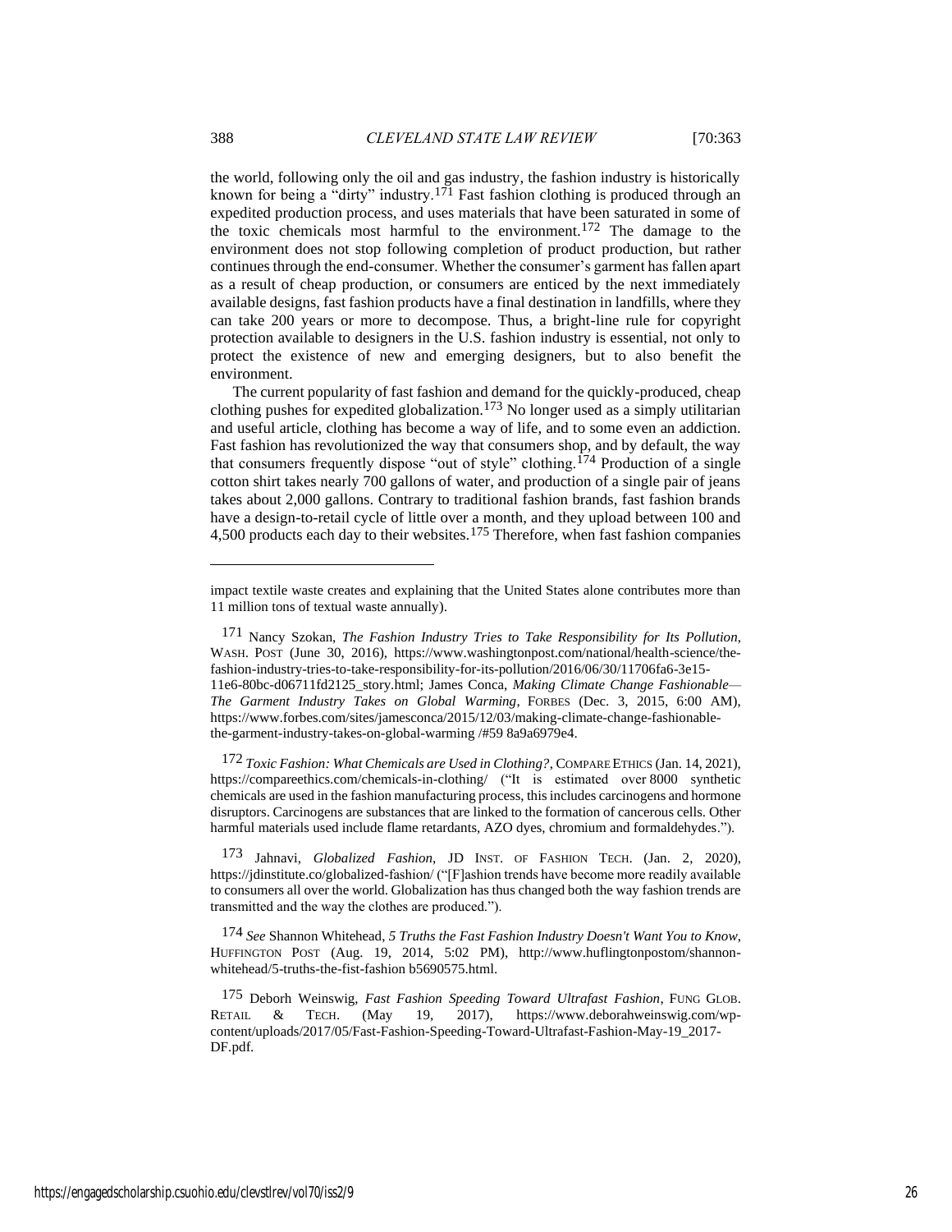the world, following only the oil and gas industry, the fashion industry is historically known for being a "dirty" industry.[171] Fast fashion clothing is produced through an expedited production process, and uses materials that have been saturated in some of the toxic chemicals most harmful to the environment.[172] The damage to the environment does not stop following completion of product production, but rather continues through the end-consumer. Whether the consumer's garment has fallen apart as a result of cheap production, or consumers are enticed by the next immediately available designs, fast fashion products have a final destination in landfills, where they can take 200 years or more to decompose. Thus, a bright-line rule for copyright protection available to designers in the U.S. fashion industry is essential, not only to protect the existence of new and emerging designers, but to also benefit the environment.

The current popularity of fast fashion and demand for the quickly-produced, cheap clothing pushes for expedited globalization.[173] No longer used as a simply utilitarian and useful article, clothing has become a way of life, and to some even an addiction. Fast fashion has revolutionized the way that consumers shop, and by default, the way that consumers frequently dispose "out of style" clothing.[174] Production of a single cotton shirt takes nearly 700 gallons of water, and production of a single pair of jeans takes about 2,000 gallons. Contrary to traditional fashion brands, fast fashion brands have a design-to-retail cycle of little over a month, and they upload between 100 and 4,500 products each day to their websites.[175] Therefore, when fast fashion companies

---

impact textile waste creates and explaining that the United States alone contributes more than 11 million tons of textual waste annually).

171 Nancy Szokan, *The Fashion Industry Tries to Take Responsibility for Its Pollution*, WASH. POST (June 30, 2016), https://www.washingtonpost.com/national/health-science/the-fashion-industry-tries-to-take-responsibility-for-its-pollution/2016/06/30/11706fa6-3e15-11e6-80bc-d06711fd2125_story.html; James Conca, *Making Climate Change Fashionable—The Garment Industry Takes on Global Warming*, FORBES (Dec. 3, 2015, 6:00 AM), https://www.forbes.com/sites/jamesconca/2015/12/03/making-climate-change-fashionable-the-garment-industry-takes-on-global-warming /#59 8a9a6979e4.

172 *Toxic Fashion: What Chemicals are Used in Clothing?*, COMPARE ETHICS (Jan. 14, 2021), https://compareethics.com/chemicals-in-clothing/ ("It is estimated over 8000 synthetic chemicals are used in the fashion manufacturing process, this includes carcinogens and hormone disruptors. Carcinogens are substances that are linked to the formation of cancerous cells. Other harmful materials used include flame retardants, AZO dyes, chromium and formaldehydes.").

173 Jahnavi, *Globalized Fashion*, JD INST. OF FASHION TECH. (Jan. 2, 2020), https://jdinstitute.co/globalized-fashion/ ("[F]ashion trends have become more readily available to consumers all over the world. Globalization has thus changed both the way fashion trends are transmitted and the way the clothes are produced.").

174 *See* Shannon Whitehead, *5 Truths the Fast Fashion Industry Doesn't Want You to Know*, HUFFINGTON POST (Aug. 19, 2014, 5:02 PM), http://www.huflingtonpostom/shannon-whitehead/5-truths-the-fist-fashion b5690575.html.

175 Deborh Weinswig, *Fast Fashion Speeding Toward Ultrafast Fashion*, FUNG GLOB. RETAIL & TECH. (May 19, 2017), https://www.deborahweinswig.com/wp-content/uploads/2017/05/Fast-Fashion-Speeding-Toward-Ultrafast-Fashion-May-19_2017-DF.pdf.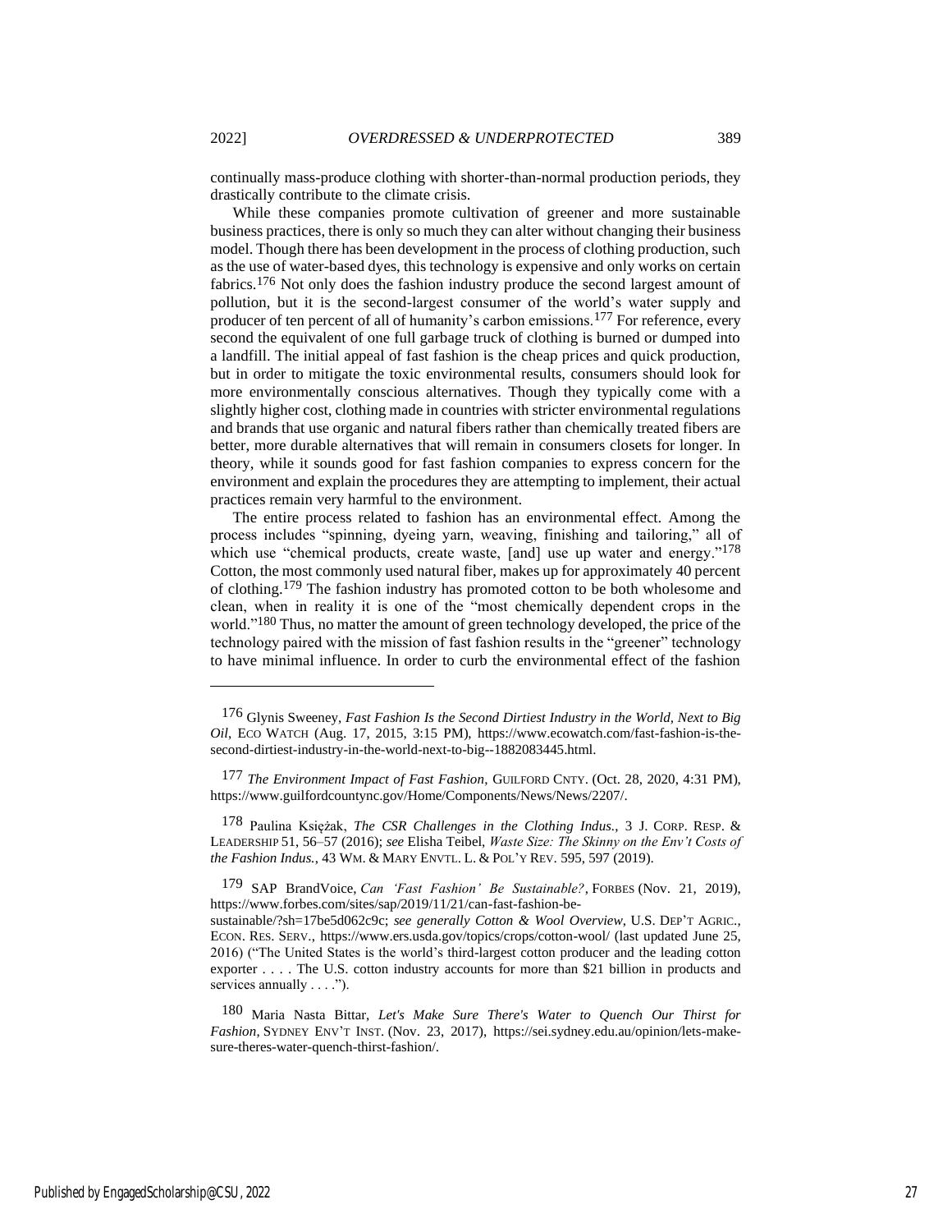continually mass-produce clothing with shorter-than-normal production periods, they drastically contribute to the climate crisis.

While these companies promote cultivation of greener and more sustainable business practices, there is only so much they can alter without changing their business model. Though there has been development in the process of clothing production, such as the use of water-based dyes, this technology is expensive and only works on certain fabrics.[176] Not only does the fashion industry produce the second largest amount of pollution, but it is the second-largest consumer of the world's water supply and producer of ten percent of all of humanity's carbon emissions.[177] For reference, every second the equivalent of one full garbage truck of clothing is burned or dumped into a landfill. The initial appeal of fast fashion is the cheap prices and quick production, but in order to mitigate the toxic environmental results, consumers should look for more environmentally conscious alternatives. Though they typically come with a slightly higher cost, clothing made in countries with stricter environmental regulations and brands that use organic and natural fibers rather than chemically treated fibers are better, more durable alternatives that will remain in consumers closets for longer. In theory, while it sounds good for fast fashion companies to express concern for the environment and explain the procedures they are attempting to implement, their actual practices remain very harmful to the environment.

The entire process related to fashion has an environmental effect. Among the process includes "spinning, dyeing yarn, weaving, finishing and tailoring," all of which use "chemical products, create waste, [and] use up water and energy."[178] Cotton, the most commonly used natural fiber, makes up for approximately 40 percent of clothing.[179] The fashion industry has promoted cotton to be both wholesome and clean, when in reality it is one of the "most chemically dependent crops in the world."[180] Thus, no matter the amount of green technology developed, the price of the technology paired with the mission of fast fashion results in the "greener" technology to have minimal influence. In order to curb the environmental effect of the fashion

---

[176] Glynis Sweeney, *Fast Fashion Is the Second Dirtiest Industry in the World, Next to Big Oil*, ECO WATCH (Aug. 17, 2015, 3:15 PM), https://www.ecowatch.com/fast-fashion-is-the-second-dirtiest-industry-in-the-world-next-to-big--1882083445.html.

[177] *The Environment Impact of Fast Fashion*, GUILFORD CNTY. (Oct. 28, 2020, 4:31 PM), https://www.guilfordcountync.gov/Home/Components/News/News/2207/.

[178] Paulina Księżak, *The CSR Challenges in the Clothing Indus.*, 3 J. CORP. RESP. & LEADERSHIP 51, 56–57 (2016); *see* Elisha Teibel, *Waste Size: The Skinny on the Env't Costs of the Fashion Indus.*, 43 WM. & MARY ENVTL. L. & POL'Y REV. 595, 597 (2019).

[179] SAP BrandVoice, *Can 'Fast Fashion' Be Sustainable?*, FORBES (Nov. 21, 2019), https://www.forbes.com/sites/sap/2019/11/21/can-fast-fashion-be-sustainable/?sh=17be5d062c9c; *see generally Cotton & Wool Overview*, U.S. DEP'T AGRIC., ECON. RES. SERV., https://www.ers.usda.gov/topics/crops/cotton-wool/ (last updated June 25, 2016) ("The United States is the world's third-largest cotton producer and the leading cotton exporter . . . . The U.S. cotton industry accounts for more than $21 billion in products and services annually . . . .").

[180] Maria Nasta Bittar, *Let's Make Sure There's Water to Quench Our Thirst for Fashion*, SYDNEY ENV'T INST. (Nov. 23, 2017), https://sei.sydney.edu.au/opinion/lets-make-sure-theres-water-quench-thirst-fashion/.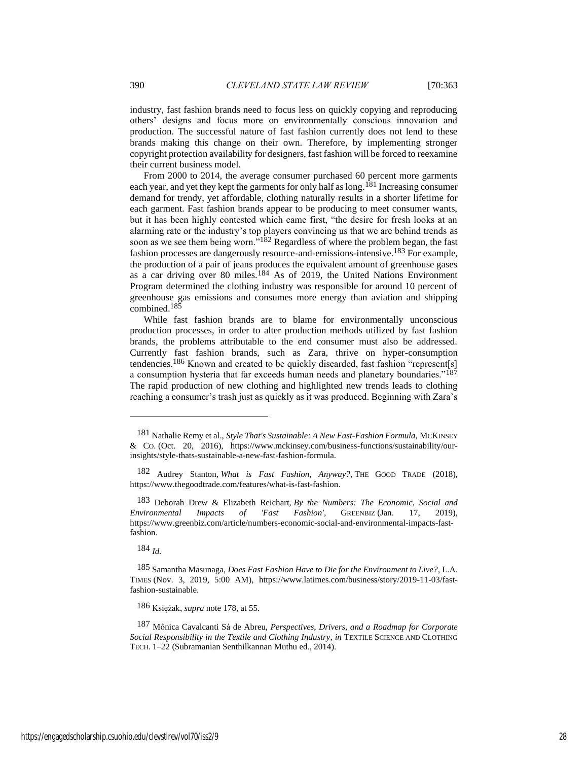industry, fast fashion brands need to focus less on quickly copying and reproducing others' designs and focus more on environmentally conscious innovation and production. The successful nature of fast fashion currently does not lend to these brands making this change on their own. Therefore, by implementing stronger copyright protection availability for designers, fast fashion will be forced to reexamine their current business model.

From 2000 to 2014, the average consumer purchased 60 percent more garments each year, and yet they kept the garments for only half as long.[181] Increasing consumer demand for trendy, yet affordable, clothing naturally results in a shorter lifetime for each garment. Fast fashion brands appear to be producing to meet consumer wants, but it has been highly contested which came first, "the desire for fresh looks at an alarming rate or the industry's top players convincing us that we are behind trends as soon as we see them being worn."[182] Regardless of where the problem began, the fast fashion processes are dangerously resource-and-emissions-intensive.[183] For example, the production of a pair of jeans produces the equivalent amount of greenhouse gases as a car driving over 80 miles.[184] As of 2019, the United Nations Environment Program determined the clothing industry was responsible for around 10 percent of greenhouse gas emissions and consumes more energy than aviation and shipping combined.[185]

While fast fashion brands are to blame for environmentally unconscious production processes, in order to alter production methods utilized by fast fashion brands, the problems attributable to the end consumer must also be addressed. Currently fast fashion brands, such as Zara, thrive on hyper-consumption tendencies.[186] Known and created to be quickly discarded, fast fashion "represent[s] a consumption hysteria that far exceeds human needs and planetary boundaries."[187] The rapid production of new clothing and highlighted new trends leads to clothing reaching a consumer's trash just as quickly as it was produced. Beginning with Zara's

---

181 Nathalie Remy et al., *Style That's Sustainable: A New Fast-Fashion Formula*, MCKINSEY & CO. (Oct. 20, 2016), https://www.mckinsey.com/business-functions/sustainability/our-insights/style-thats-sustainable-a-new-fast-fashion-formula.

182 Audrey Stanton, *What is Fast Fashion, Anyway?*, THE GOOD TRADE (2018), https://www.thegoodtrade.com/features/what-is-fast-fashion.

183 Deborah Drew & Elizabeth Reichart, *By the Numbers: The Economic, Social and Environmental Impacts of 'Fast Fashion'*, GREENBIZ (Jan. 17, 2019), https://www.greenbiz.com/article/numbers-economic-social-and-environmental-impacts-fast-fashion.

184 *Id.*

185 Samantha Masunaga, *Does Fast Fashion Have to Die for the Environment to Live?*, L.A. TIMES (Nov. 3, 2019, 5:00 AM), https://www.latimes.com/business/story/2019-11-03/fast-fashion-sustainable.

186 Księżak, *supra* note 178, at 55.

187 Mônica Cavalcanti Sá de Abreu, *Perspectives, Drivers, and a Roadmap for Corporate Social Responsibility in the Textile and Clothing Industry*, *in* TEXTILE SCIENCE AND CLOTHING TECH. 1–22 (Subramanian Senthilkannan Muthu ed., 2014).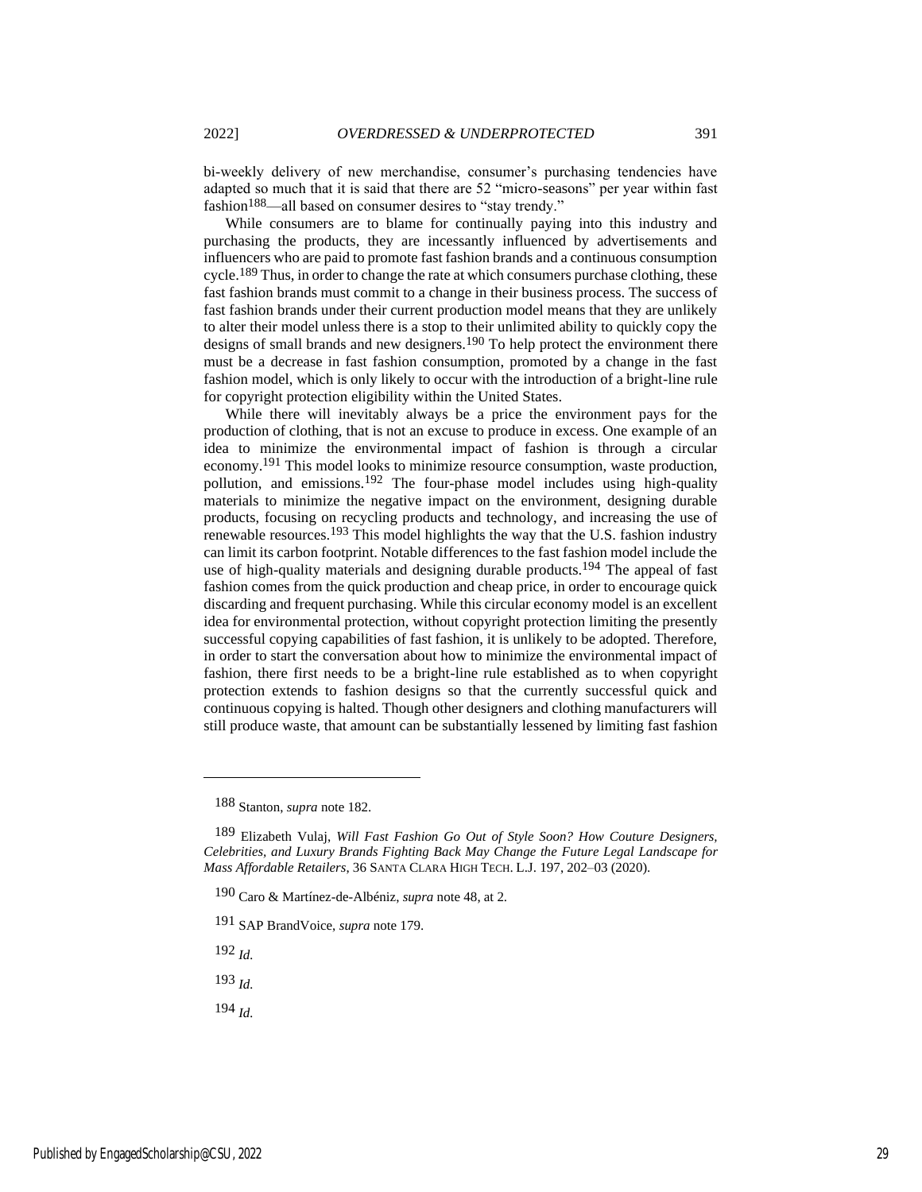bi-weekly delivery of new merchandise, consumer's purchasing tendencies have adapted so much that it is said that there are 52 "micro-seasons" per year within fast fashion[188]—all based on consumer desires to "stay trendy."

While consumers are to blame for continually paying into this industry and purchasing the products, they are incessantly influenced by advertisements and influencers who are paid to promote fast fashion brands and a continuous consumption cycle.[189] Thus, in order to change the rate at which consumers purchase clothing, these fast fashion brands must commit to a change in their business process. The success of fast fashion brands under their current production model means that they are unlikely to alter their model unless there is a stop to their unlimited ability to quickly copy the designs of small brands and new designers.[190] To help protect the environment there must be a decrease in fast fashion consumption, promoted by a change in the fast fashion model, which is only likely to occur with the introduction of a bright-line rule for copyright protection eligibility within the United States.

While there will inevitably always be a price the environment pays for the production of clothing, that is not an excuse to produce in excess. One example of an idea to minimize the environmental impact of fashion is through a circular economy.[191] This model looks to minimize resource consumption, waste production, pollution, and emissions.[192] The four-phase model includes using high-quality materials to minimize the negative impact on the environment, designing durable products, focusing on recycling products and technology, and increasing the use of renewable resources.[193] This model highlights the way that the U.S. fashion industry can limit its carbon footprint. Notable differences to the fast fashion model include the use of high-quality materials and designing durable products.[194] The appeal of fast fashion comes from the quick production and cheap price, in order to encourage quick discarding and frequent purchasing. While this circular economy model is an excellent idea for environmental protection, without copyright protection limiting the presently successful copying capabilities of fast fashion, it is unlikely to be adopted. Therefore, in order to start the conversation about how to minimize the environmental impact of fashion, there first needs to be a bright-line rule established as to when copyright protection extends to fashion designs so that the currently successful quick and continuous copying is halted. Though other designers and clothing manufacturers will still produce waste, that amount can be substantially lessened by limiting fast fashion

---

188 Stanton, *supra* note 182.

189 Elizabeth Vulaj, *Will Fast Fashion Go Out of Style Soon? How Couture Designers, Celebrities, and Luxury Brands Fighting Back May Change the Future Legal Landscape for Mass Affordable Retailers*, 36 SANTA CLARA HIGH TECH. L.J. 197, 202–03 (2020).

190 Caro & Martínez-de-Albéniz, *supra* note 48, at 2.

191 SAP BrandVoice, *supra* note 179.

192 *Id.*

193 *Id.*

194 *Id.*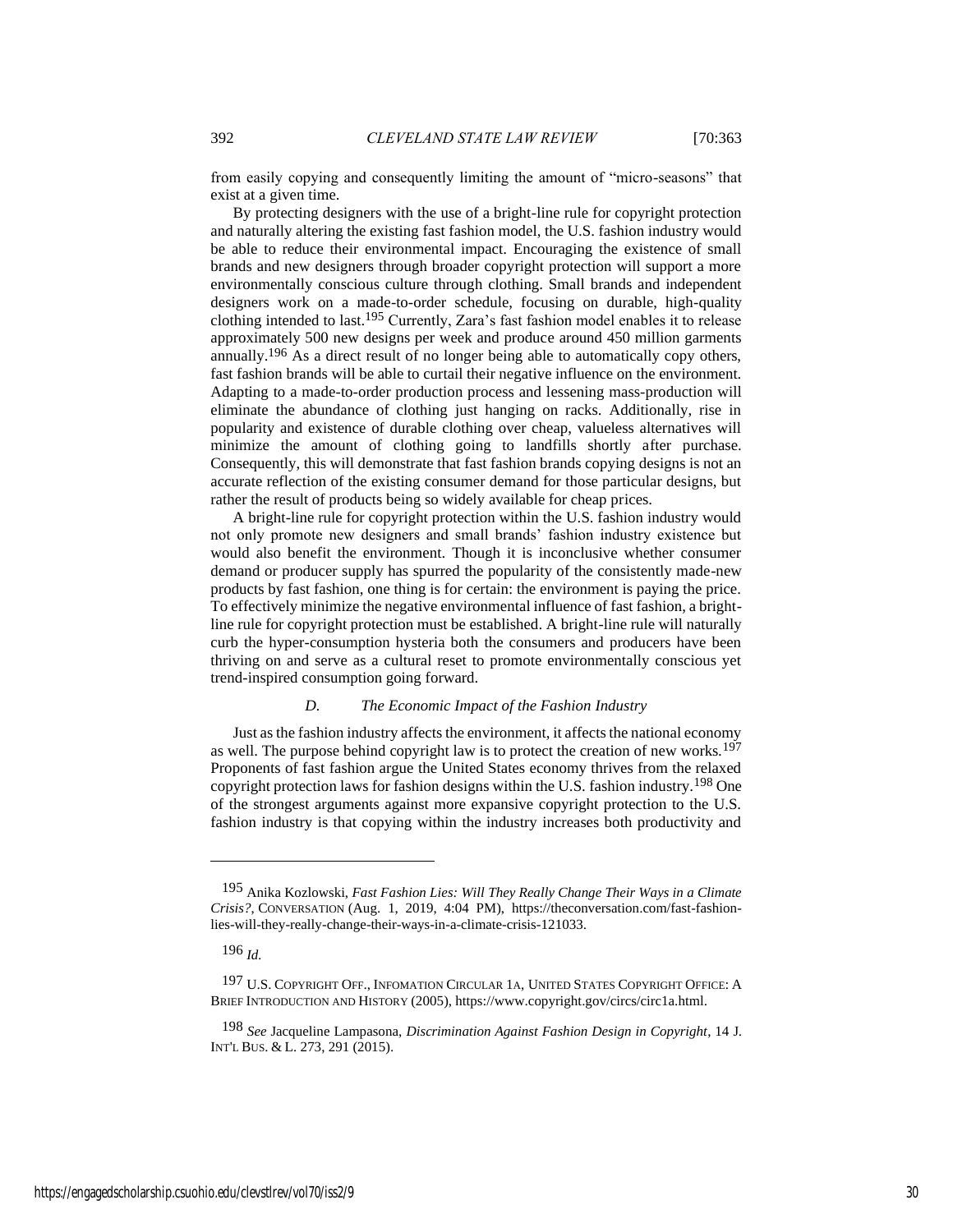from easily copying and consequently limiting the amount of "micro-seasons" that exist at a given time.

By protecting designers with the use of a bright-line rule for copyright protection and naturally altering the existing fast fashion model, the U.S. fashion industry would be able to reduce their environmental impact. Encouraging the existence of small brands and new designers through broader copyright protection will support a more environmentally conscious culture through clothing. Small brands and independent designers work on a made-to-order schedule, focusing on durable, high-quality clothing intended to last.[195] Currently, Zara's fast fashion model enables it to release approximately 500 new designs per week and produce around 450 million garments annually.[196] As a direct result of no longer being able to automatically copy others, fast fashion brands will be able to curtail their negative influence on the environment. Adapting to a made-to-order production process and lessening mass-production will eliminate the abundance of clothing just hanging on racks. Additionally, rise in popularity and existence of durable clothing over cheap, valueless alternatives will minimize the amount of clothing going to landfills shortly after purchase. Consequently, this will demonstrate that fast fashion brands copying designs is not an accurate reflection of the existing consumer demand for those particular designs, but rather the result of products being so widely available for cheap prices.

A bright-line rule for copyright protection within the U.S. fashion industry would not only promote new designers and small brands' fashion industry existence but would also benefit the environment. Though it is inconclusive whether consumer demand or producer supply has spurred the popularity of the consistently made-new products by fast fashion, one thing is for certain: the environment is paying the price. To effectively minimize the negative environmental influence of fast fashion, a bright-line rule for copyright protection must be established. A bright-line rule will naturally curb the hyper-consumption hysteria both the consumers and producers have been thriving on and serve as a cultural reset to promote environmentally conscious yet trend-inspired consumption going forward.

### *D. The Economic Impact of the Fashion Industry*

Just as the fashion industry affects the environment, it affects the national economy as well. The purpose behind copyright law is to protect the creation of new works.[197] Proponents of fast fashion argue the United States economy thrives from the relaxed copyright protection laws for fashion designs within the U.S. fashion industry.[198] One of the strongest arguments against more expansive copyright protection to the U.S. fashion industry is that copying within the industry increases both productivity and

---

[195] Anika Kozlowski, *Fast Fashion Lies: Will They Really Change Their Ways in a Climate Crisis?*, CONVERSATION (Aug. 1, 2019, 4:04 PM), https://theconversation.com/fast-fashion-lies-will-they-really-change-their-ways-in-a-climate-crisis-121033.

[196] *Id.*

[197] U.S. COPYRIGHT OFF., INFOMATION CIRCULAR 1A, UNITED STATES COPYRIGHT OFFICE: A BRIEF INTRODUCTION AND HISTORY (2005), https://www.copyright.gov/circs/circ1a.html.

[198] *See* Jacqueline Lampasona, *Discrimination Against Fashion Design in Copyright*, 14 J. INT'L BUS. & L. 273, 291 (2015).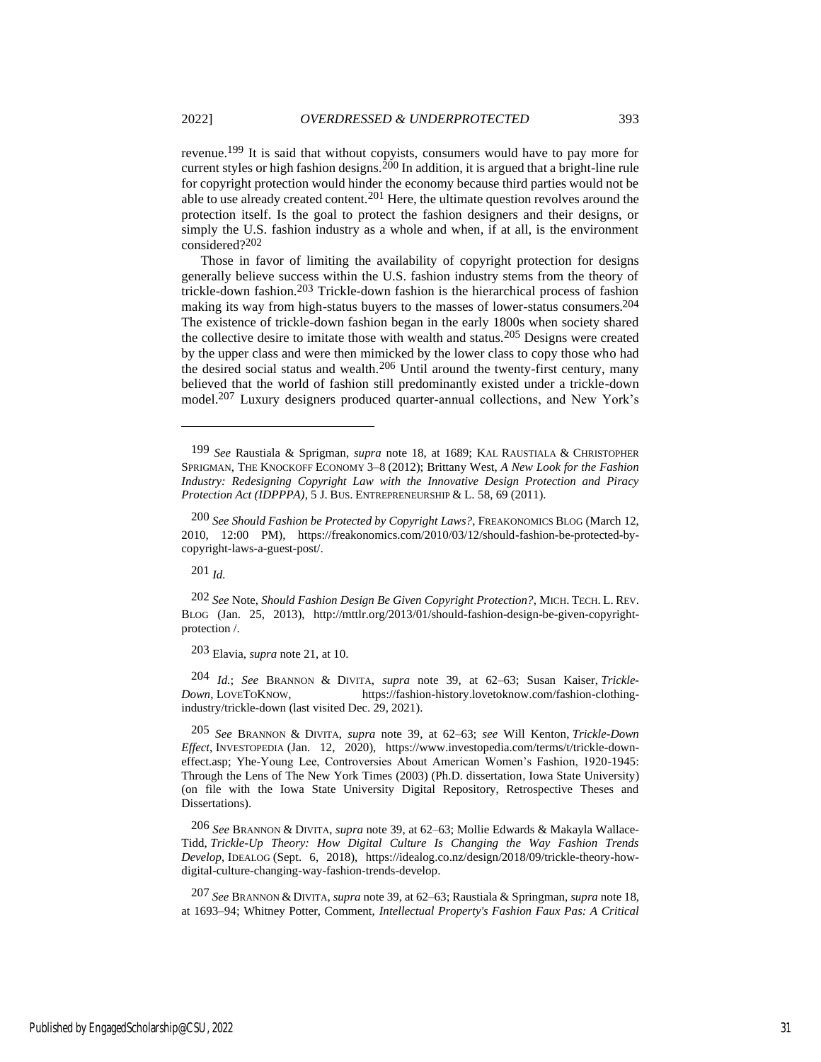revenue.[199] It is said that without copyists, consumers would have to pay more for current styles or high fashion designs.[200] In addition, it is argued that a bright-line rule for copyright protection would hinder the economy because third parties would not be able to use already created content.[201] Here, the ultimate question revolves around the protection itself. Is the goal to protect the fashion designers and their designs, or simply the U.S. fashion industry as a whole and when, if at all, is the environment considered?[202]

Those in favor of limiting the availability of copyright protection for designs generally believe success within the U.S. fashion industry stems from the theory of trickle-down fashion.[203] Trickle-down fashion is the hierarchical process of fashion making its way from high-status buyers to the masses of lower-status consumers.[204] The existence of trickle-down fashion began in the early 1800s when society shared the collective desire to imitate those with wealth and status.[205] Designs were created by the upper class and were then mimicked by the lower class to copy those who had the desired social status and wealth.[206] Until around the twenty-first century, many believed that the world of fashion still predominantly existed under a trickle-down model.[207] Luxury designers produced quarter-annual collections, and New York's

---

199 *See* Raustiala & Sprigman, *supra* note 18, at 1689; KAL RAUSTIALA & CHRISTOPHER SPRIGMAN, THE KNOCKOFF ECONOMY 3–8 (2012); Brittany West, *A New Look for the Fashion Industry: Redesigning Copyright Law with the Innovative Design Protection and Piracy Protection Act (IDPPPA)*, 5 J. BUS. ENTREPRENEURSHIP & L. 58, 69 (2011).

200 *See Should Fashion be Protected by Copyright Laws?*, FREAKONOMICS BLOG (March 12, 2010, 12:00 PM), https://freakonomics.com/2010/03/12/should-fashion-be-protected-by-copyright-laws-a-guest-post/.

201 *Id.*

202 *See* Note, *Should Fashion Design Be Given Copyright Protection?*, MICH. TECH. L. REV. BLOG (Jan. 25, 2013), http://mttlr.org/2013/01/should-fashion-design-be-given-copyright-protection /.

203 Elavia, *supra* note 21, at 10.

204 *Id.*; *See* BRANNON & DIVITA, *supra* note 39, at 62–63; Susan Kaiser, *Trickle-Down*, LOVETOKNOW, https://fashion-history.lovetoknow.com/fashion-clothing-industry/trickle-down (last visited Dec. 29, 2021).

205 *See* BRANNON & DIVITA, *supra* note 39, at 62–63; *see* Will Kenton, *Trickle-Down Effect*, INVESTOPEDIA (Jan. 12, 2020), https://www.investopedia.com/terms/t/trickle-down-effect.asp; Yhe-Young Lee, Controversies About American Women's Fashion, 1920-1945: Through the Lens of The New York Times (2003) (Ph.D. dissertation, Iowa State University) (on file with the Iowa State University Digital Repository, Retrospective Theses and Dissertations).

206 *See* BRANNON & DIVITA, *supra* note 39, at 62–63; Mollie Edwards & Makayla Wallace-Tidd, *Trickle-Up Theory: How Digital Culture Is Changing the Way Fashion Trends Develop*, IDEALOG (Sept. 6, 2018), https://idealog.co.nz/design/2018/09/trickle-theory-how-digital-culture-changing-way-fashion-trends-develop.

207 *See* BRANNON & DIVITA, *supra* note 39, at 62–63; Raustiala & Springman, *supra* note 18, at 1693–94; Whitney Potter, Comment, *Intellectual Property's Fashion Faux Pas: A Critical*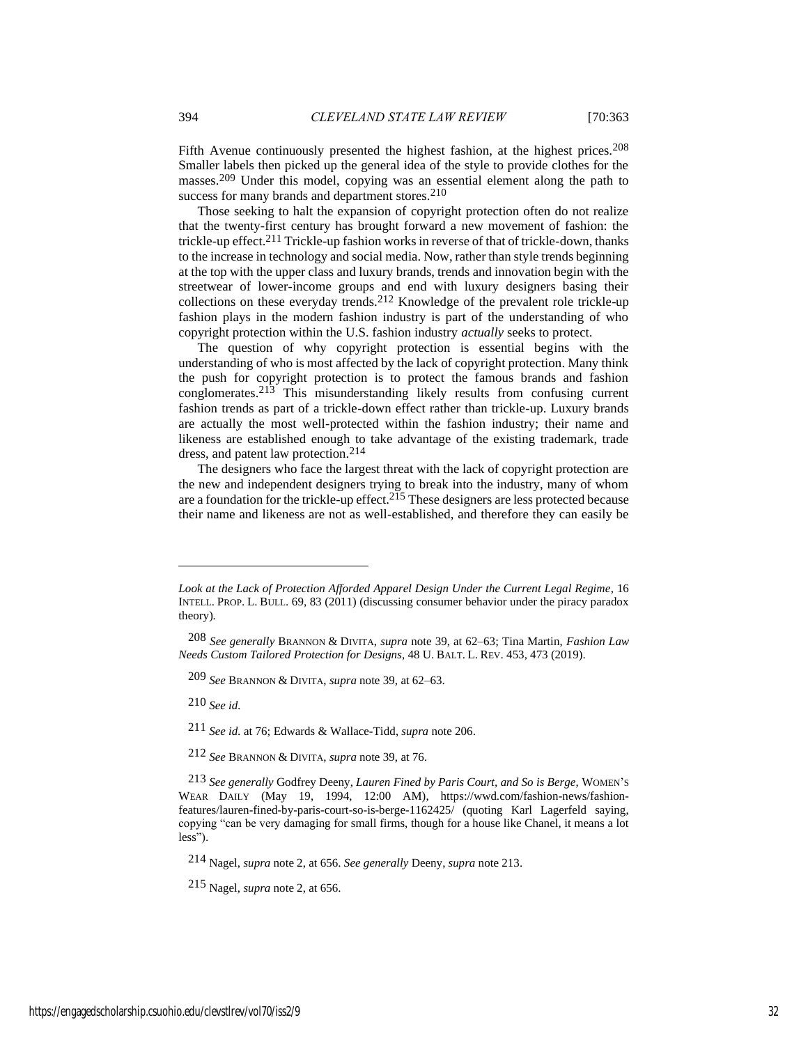Fifth Avenue continuously presented the highest fashion, at the highest prices.[208] Smaller labels then picked up the general idea of the style to provide clothes for the masses.[209] Under this model, copying was an essential element along the path to success for many brands and department stores.[210]

Those seeking to halt the expansion of copyright protection often do not realize that the twenty-first century has brought forward a new movement of fashion: the trickle-up effect.[211] Trickle-up fashion works in reverse of that of trickle-down, thanks to the increase in technology and social media. Now, rather than style trends beginning at the top with the upper class and luxury brands, trends and innovation begin with the streetwear of lower-income groups and end with luxury designers basing their collections on these everyday trends.[212] Knowledge of the prevalent role trickle-up fashion plays in the modern fashion industry is part of the understanding of who copyright protection within the U.S. fashion industry *actually* seeks to protect.

The question of why copyright protection is essential begins with the understanding of who is most affected by the lack of copyright protection. Many think the push for copyright protection is to protect the famous brands and fashion conglomerates.[213] This misunderstanding likely results from confusing current fashion trends as part of a trickle-down effect rather than trickle-up. Luxury brands are actually the most well-protected within the fashion industry; their name and likeness are established enough to take advantage of the existing trademark, trade dress, and patent law protection.[214]

The designers who face the largest threat with the lack of copyright protection are the new and independent designers trying to break into the industry, many of whom are a foundation for the trickle-up effect.[215] These designers are less protected because their name and likeness are not as well-established, and therefore they can easily be

---

*Look at the Lack of Protection Afforded Apparel Design Under the Current Legal Regime*, 16 INTELL. PROP. L. BULL. 69, 83 (2011) (discussing consumer behavior under the piracy paradox theory).

208 *See generally* BRANNON & DIVITA, *supra* note 39, at 62–63; Tina Martin, *Fashion Law Needs Custom Tailored Protection for Designs*, 48 U. BALT. L. REV. 453, 473 (2019).

209 *See* BRANNON & DIVITA, *supra* note 39, at 62–63.

210 *See id.*

211 *See id.* at 76; Edwards & Wallace-Tidd, *supra* note 206.

212 *See* BRANNON & DIVITA, *supra* note 39, at 76.

213 *See generally* Godfrey Deeny, *Lauren Fined by Paris Court, and So is Berge*, WOMEN'S WEAR DAILY (May 19, 1994, 12:00 AM), https://wwd.com/fashion-news/fashion-features/lauren-fined-by-paris-court-so-is-berge-1162425/ (quoting Karl Lagerfeld saying, copying "can be very damaging for small firms, though for a house like Chanel, it means a lot less").

214 Nagel, *supra* note 2, at 656. *See generally* Deeny, *supra* note 213.

215 Nagel, *supra* note 2, at 656.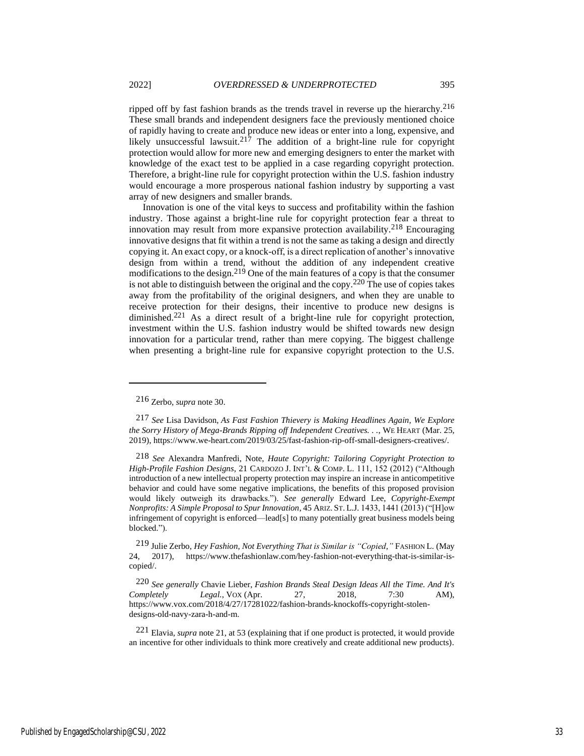ripped off by fast fashion brands as the trends travel in reverse up the hierarchy.[216] These small brands and independent designers face the previously mentioned choice of rapidly having to create and produce new ideas or enter into a long, expensive, and likely unsuccessful lawsuit.[217] The addition of a bright-line rule for copyright protection would allow for more new and emerging designers to enter the market with knowledge of the exact test to be applied in a case regarding copyright protection. Therefore, a bright-line rule for copyright protection within the U.S. fashion industry would encourage a more prosperous national fashion industry by supporting a vast array of new designers and smaller brands.

Innovation is one of the vital keys to success and profitability within the fashion industry. Those against a bright-line rule for copyright protection fear a threat to innovation may result from more expansive protection availability.[218] Encouraging innovative designs that fit within a trend is not the same as taking a design and directly copying it. An exact copy, or a knock-off, is a direct replication of another's innovative design from within a trend, without the addition of any independent creative modifications to the design.[219] One of the main features of a copy is that the consumer is not able to distinguish between the original and the copy.[220] The use of copies takes away from the profitability of the original designers, and when they are unable to receive protection for their designs, their incentive to produce new designs is diminished.[221] As a direct result of a bright-line rule for copyright protection, investment within the U.S. fashion industry would be shifted towards new design innovation for a particular trend, rather than mere copying. The biggest challenge when presenting a bright-line rule for expansive copyright protection to the U.S.

---

[216] Zerbo, *supra* note 30.

[217] *See* Lisa Davidson, *As Fast Fashion Thievery is Making Headlines Again, We Explore the Sorry History of Mega-Brands Ripping off Independent Creatives. . .*, WE HEART (Mar. 25, 2019), https://www.we-heart.com/2019/03/25/fast-fashion-rip-off-small-designers-creatives/.

[218] *See* Alexandra Manfredi, Note, *Haute Copyright: Tailoring Copyright Protection to High-Profile Fashion Designs*, 21 CARDOZO J. INT'L & COMP. L. 111, 152 (2012) ("Although introduction of a new intellectual property protection may inspire an increase in anticompetitive behavior and could have some negative implications, the benefits of this proposed provision would likely outweigh its drawbacks."). *See generally* Edward Lee, *Copyright-Exempt Nonprofits: A Simple Proposal to Spur Innovation*, 45 ARIZ. ST. L.J. 1433, 1441 (2013) ("[H]ow infringement of copyright is enforced—lead[s] to many potentially great business models being blocked.").

[219] Julie Zerbo, *Hey Fashion, Not Everything That is Similar is "Copied*,*"* FASHION L. (May 24, 2017), https://www.thefashionlaw.com/hey-fashion-not-everything-that-is-similar-is-copied/.

[220] *See generally* Chavie Lieber, *Fashion Brands Steal Design Ideas All the Time. And It's Completely Legal.*, VOX (Apr. 27, 2018, 7:30 AM), https://www.vox.com/2018/4/27/17281022/fashion-brands-knockoffs-copyright-stolen-designs-old-navy-zara-h-and-m.

[221] Elavia, *supra* note 21, at 53 (explaining that if one product is protected, it would provide an incentive for other individuals to think more creatively and create additional new products).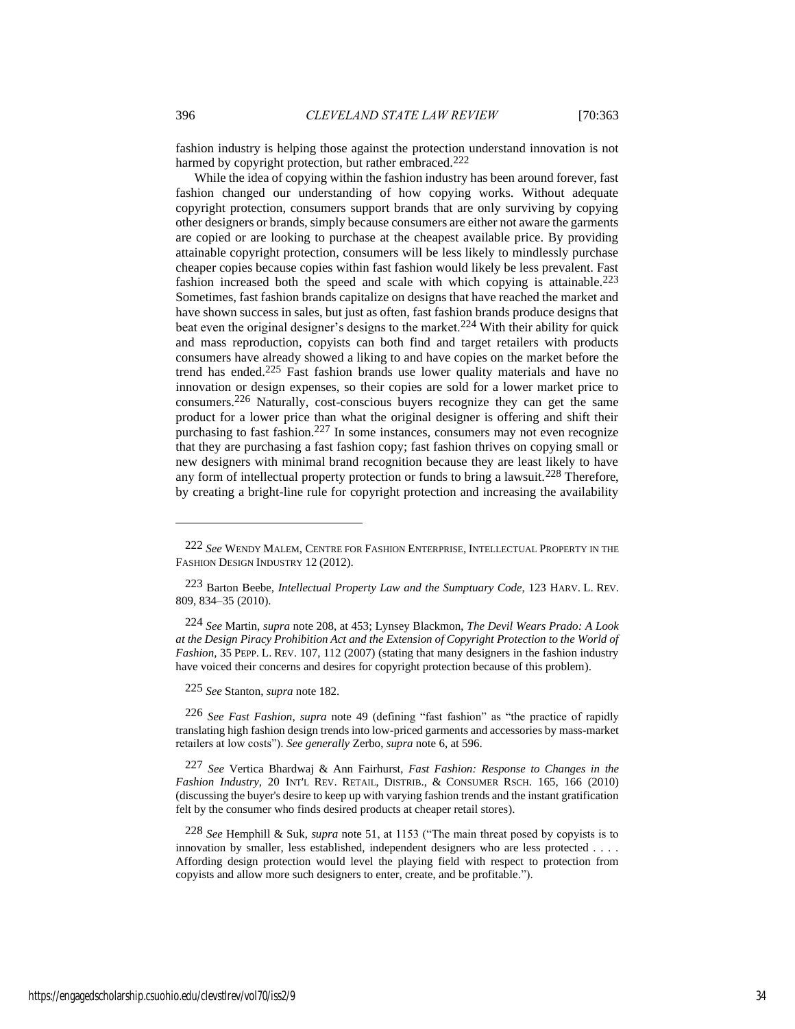fashion industry is helping those against the protection understand innovation is not harmed by copyright protection, but rather embraced.[222]

While the idea of copying within the fashion industry has been around forever, fast fashion changed our understanding of how copying works. Without adequate copyright protection, consumers support brands that are only surviving by copying other designers or brands, simply because consumers are either not aware the garments are copied or are looking to purchase at the cheapest available price. By providing attainable copyright protection, consumers will be less likely to mindlessly purchase cheaper copies because copies within fast fashion would likely be less prevalent. Fast fashion increased both the speed and scale with which copying is attainable.[223] Sometimes, fast fashion brands capitalize on designs that have reached the market and have shown success in sales, but just as often, fast fashion brands produce designs that beat even the original designer's designs to the market.[224] With their ability for quick and mass reproduction, copyists can both find and target retailers with products consumers have already showed a liking to and have copies on the market before the trend has ended.[225] Fast fashion brands use lower quality materials and have no innovation or design expenses, so their copies are sold for a lower market price to consumers.[226] Naturally, cost-conscious buyers recognize they can get the same product for a lower price than what the original designer is offering and shift their purchasing to fast fashion.[227] In some instances, consumers may not even recognize that they are purchasing a fast fashion copy; fast fashion thrives on copying small or new designers with minimal brand recognition because they are least likely to have any form of intellectual property protection or funds to bring a lawsuit.[228] Therefore, by creating a bright-line rule for copyright protection and increasing the availability

---

222 *See* WENDY MALEM, CENTRE FOR FASHION ENTERPRISE, INTELLECTUAL PROPERTY IN THE FASHION DESIGN INDUSTRY 12 (2012).

223 Barton Beebe, *Intellectual Property Law and the Sumptuary Code*, 123 HARV. L. REV. 809, 834–35 (2010).

224 *See* Martin, *supra* note 208, at 453; Lynsey Blackmon, *The Devil Wears Prado: A Look at the Design Piracy Prohibition Act and the Extension of Copyright Protection to the World of Fashion*, 35 PEPP. L. REV. 107, 112 (2007) (stating that many designers in the fashion industry have voiced their concerns and desires for copyright protection because of this problem).

225 *See* Stanton, *supra* note 182.

226 *See Fast Fashion*, *supra* note 49 (defining "fast fashion" as "the practice of rapidly translating high fashion design trends into low-priced garments and accessories by mass-market retailers at low costs"). *See generally* Zerbo, *supra* note 6, at 596.

227 *See* Vertica Bhardwaj & Ann Fairhurst, *Fast Fashion: Response to Changes in the Fashion Industry*, 20 INT'L REV. RETAIL, DISTRIB., & CONSUMER RSCH. 165, 166 (2010) (discussing the buyer's desire to keep up with varying fashion trends and the instant gratification felt by the consumer who finds desired products at cheaper retail stores).

228 *See* Hemphill & Suk, *supra* note 51, at 1153 ("The main threat posed by copyists is to innovation by smaller, less established, independent designers who are less protected . . . . Affording design protection would level the playing field with respect to protection from copyists and allow more such designers to enter, create, and be profitable.").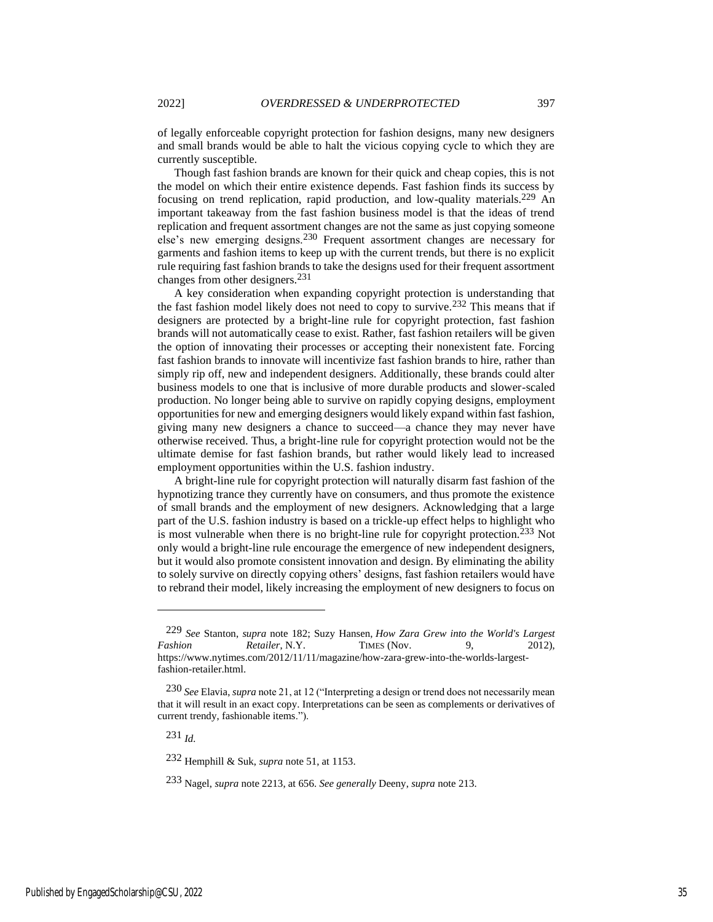of legally enforceable copyright protection for fashion designs, many new designers and small brands would be able to halt the vicious copying cycle to which they are currently susceptible.

Though fast fashion brands are known for their quick and cheap copies, this is not the model on which their entire existence depends. Fast fashion finds its success by focusing on trend replication, rapid production, and low-quality materials.[229] An important takeaway from the fast fashion business model is that the ideas of trend replication and frequent assortment changes are not the same as just copying someone else's new emerging designs.[230] Frequent assortment changes are necessary for garments and fashion items to keep up with the current trends, but there is no explicit rule requiring fast fashion brands to take the designs used for their frequent assortment changes from other designers.[231]

A key consideration when expanding copyright protection is understanding that the fast fashion model likely does not need to copy to survive.[232] This means that if designers are protected by a bright-line rule for copyright protection, fast fashion brands will not automatically cease to exist. Rather, fast fashion retailers will be given the option of innovating their processes or accepting their nonexistent fate. Forcing fast fashion brands to innovate will incentivize fast fashion brands to hire, rather than simply rip off, new and independent designers. Additionally, these brands could alter business models to one that is inclusive of more durable products and slower-scaled production. No longer being able to survive on rapidly copying designs, employment opportunities for new and emerging designers would likely expand within fast fashion, giving many new designers a chance to succeed—a chance they may never have otherwise received. Thus, a bright-line rule for copyright protection would not be the ultimate demise for fast fashion brands, but rather would likely lead to increased employment opportunities within the U.S. fashion industry.

A bright-line rule for copyright protection will naturally disarm fast fashion of the hypnotizing trance they currently have on consumers, and thus promote the existence of small brands and the employment of new designers. Acknowledging that a large part of the U.S. fashion industry is based on a trickle-up effect helps to highlight who is most vulnerable when there is no bright-line rule for copyright protection.[233] Not only would a bright-line rule encourage the emergence of new independent designers, but it would also promote consistent innovation and design. By eliminating the ability to solely survive on directly copying others' designs, fast fashion retailers would have to rebrand their model, likely increasing the employment of new designers to focus on

---

[229] *See* Stanton, *supra* note 182; Suzy Hansen, *How Zara Grew into the World's Largest Fashion Retailer*, N.Y. TIMES (Nov. 9, 2012), https://www.nytimes.com/2012/11/11/magazine/how-zara-grew-into-the-worlds-largest-fashion-retailer.html.

[230] *See* Elavia, *supra* note 21, at 12 ("Interpreting a design or trend does not necessarily mean that it will result in an exact copy. Interpretations can be seen as complements or derivatives of current trendy, fashionable items.").

[231] *Id.*

[232] Hemphill & Suk, *supra* note 51, at 1153.

[233] Nagel, *supra* note 2213, at 656. *See generally* Deeny, *supra* note 213.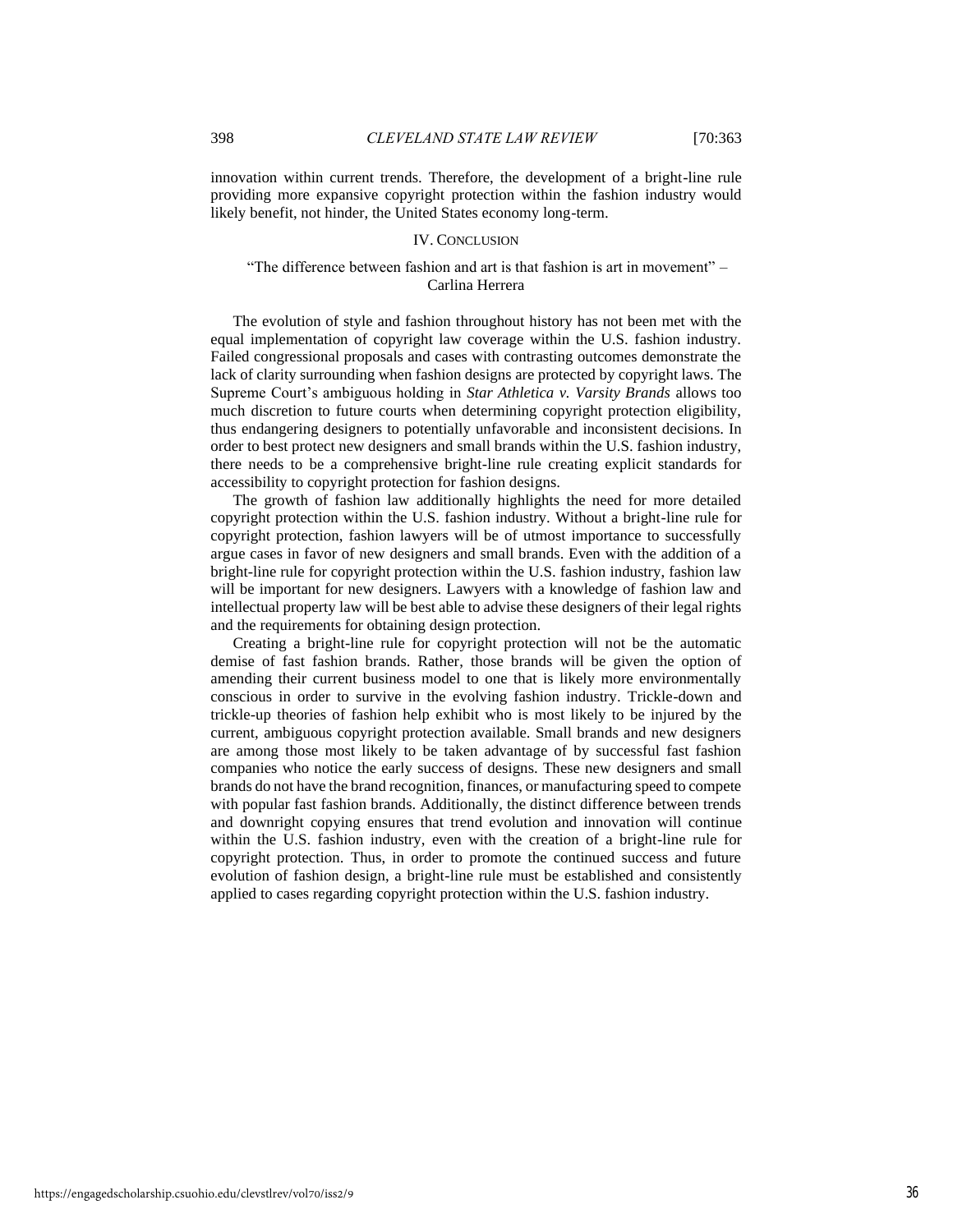innovation within current trends. Therefore, the development of a bright-line rule providing more expansive copyright protection within the fashion industry would likely benefit, not hinder, the United States economy long-term.

## IV. CONCLUSION

"The difference between fashion and art is that fashion is art in movement" – Carlina Herrera

The evolution of style and fashion throughout history has not been met with the equal implementation of copyright law coverage within the U.S. fashion industry. Failed congressional proposals and cases with contrasting outcomes demonstrate the lack of clarity surrounding when fashion designs are protected by copyright laws. The Supreme Court's ambiguous holding in *Star Athletica v. Varsity Brands* allows too much discretion to future courts when determining copyright protection eligibility, thus endangering designers to potentially unfavorable and inconsistent decisions. In order to best protect new designers and small brands within the U.S. fashion industry, there needs to be a comprehensive bright-line rule creating explicit standards for accessibility to copyright protection for fashion designs.

The growth of fashion law additionally highlights the need for more detailed copyright protection within the U.S. fashion industry. Without a bright-line rule for copyright protection, fashion lawyers will be of utmost importance to successfully argue cases in favor of new designers and small brands. Even with the addition of a bright-line rule for copyright protection within the U.S. fashion industry, fashion law will be important for new designers. Lawyers with a knowledge of fashion law and intellectual property law will be best able to advise these designers of their legal rights and the requirements for obtaining design protection.

Creating a bright-line rule for copyright protection will not be the automatic demise of fast fashion brands. Rather, those brands will be given the option of amending their current business model to one that is likely more environmentally conscious in order to survive in the evolving fashion industry. Trickle-down and trickle-up theories of fashion help exhibit who is most likely to be injured by the current, ambiguous copyright protection available. Small brands and new designers are among those most likely to be taken advantage of by successful fast fashion companies who notice the early success of designs. These new designers and small brands do not have the brand recognition, finances, or manufacturing speed to compete with popular fast fashion brands. Additionally, the distinct difference between trends and downright copying ensures that trend evolution and innovation will continue within the U.S. fashion industry, even with the creation of a bright-line rule for copyright protection. Thus, in order to promote the continued success and future evolution of fashion design, a bright-line rule must be established and consistently applied to cases regarding copyright protection within the U.S. fashion industry.